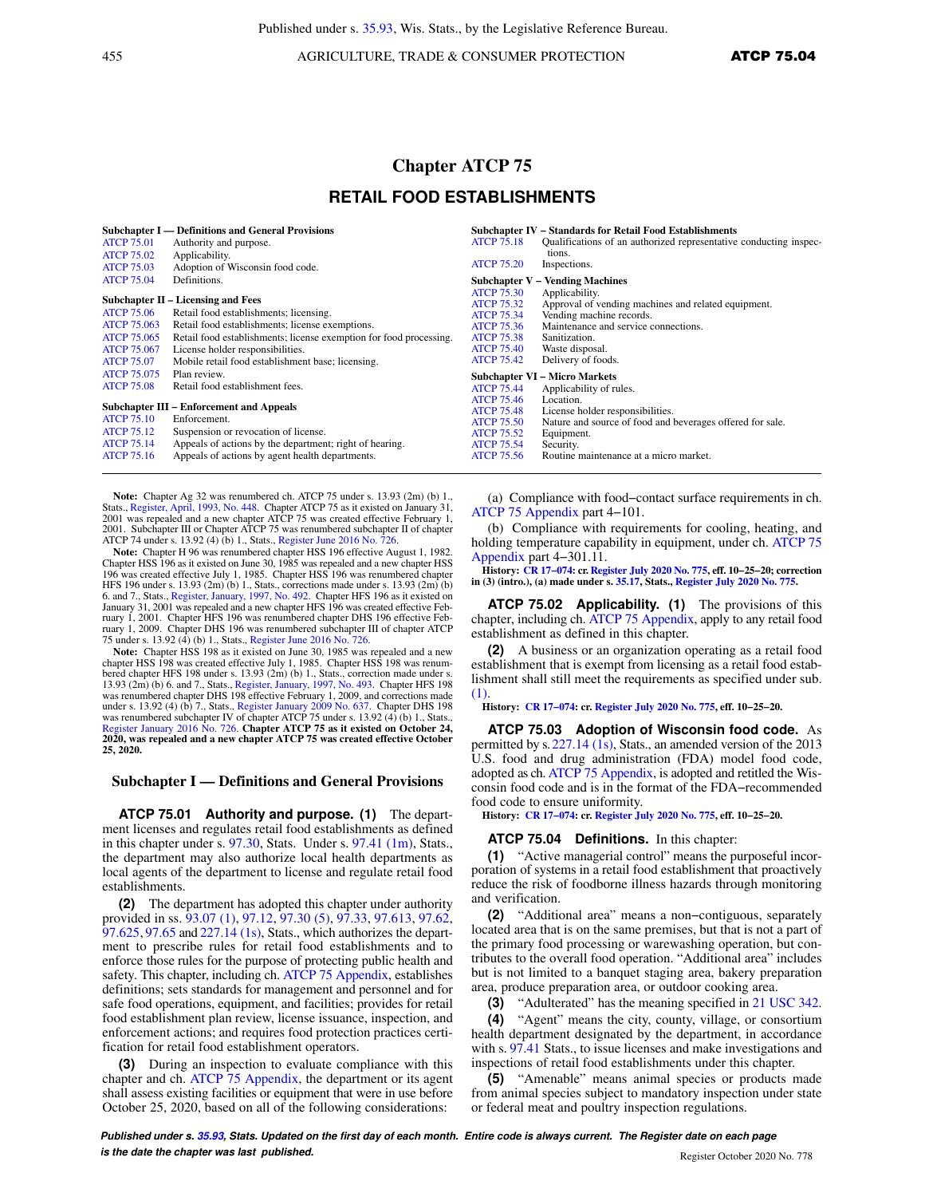# Chapter ATCP 75

## RETAIL FOOD ESTABLISHMENTS

**Subchapter I — Definitions and General Provisions**

ATCP 75.01 Authority and purpose.
ATCP 75.02 Applicability.
ATCP 75.03 Adoption of Wisconsin food code.
ATCP 75.04 Definitions.

**Subchapter II – Licensing and Fees**

ATCP 75.06 Retail food establishments; licensing.
ATCP 75.063 Retail food establishments; license exemptions.
ATCP 75.065 Retail food establishments; license exemption for food processing.
ATCP 75.067 License holder responsibilities.
ATCP 75.07 Mobile retail food establishment base; licensing.
ATCP 75.075 Plan review.
ATCP 75.08 Retail food establishment fees.

**Subchapter III – Enforcement and Appeals**

ATCP 75.10 Enforcement.
ATCP 75.12 Suspension or revocation of license.
ATCP 75.14 Appeals of actions by the department; right of hearing.
ATCP 75.16 Appeals of actions by agent health departments.

**Subchapter IV – Standards for Retail Food Establishments**

ATCP 75.18 Qualifications of an authorized representative conducting inspections.
ATCP 75.20 Inspections.

**Subchapter V – Vending Machines**

ATCP 75.30 Applicability.
ATCP 75.32 Approval of vending machines and related equipment.
ATCP 75.34 Vending machine records.
ATCP 75.36 Maintenance and service connections.
ATCP 75.38 Sanitization.
ATCP 75.40 Waste disposal.
ATCP 75.42 Delivery of foods.

**Subchapter VI – Micro Markets**

ATCP 75.44 Applicability of rules.
ATCP 75.46 Location.
ATCP 75.48 License holder responsibilities.
ATCP 75.50 Nature and source of food and beverages offered for sale.
ATCP 75.52 Equipment.
ATCP 75.54 Security.
ATCP 75.56 Routine maintenance at a micro market.

**Note:** Chapter Ag 32 was renumbered ch. ATCP 75 under s. 13.93 (2m) (b) 1., Stats., Register, April, 1993, No. 448. Chapter ATCP 75 as it existed on January 31, 2001 was repealed and a new chapter ATCP 75 was created effective February 1, 2001. Subchapter III or Chapter ATCP 75 was renumbered subchapter II of chapter ATCP 74 under s. 13.92 (4) (b) 1., Stats., Register June 2016 No. 726.

**Note:** Chapter H 96 was renumbered chapter HSS 196 effective August 1, 1982. Chapter HSS 196 as it existed on June 30, 1985 was repealed and a new chapter HSS 196 was created effective July 1, 1985. Chapter HSS 196 was renumbered chapter HFS 196 under s. 13.93 (2m) (b) 1., Stats., corrections made under s. 13.93 (2m) (b) 6. and 7., Stats., Register, January, 1997, No. 492. Chapter HFS 196 as it existed on January 31, 2001 was repealed and a new chapter HFS 196 was created effective February 1, 2001. Chapter HFS 196 was renumbered chapter DHS 196 effective February 1, 2009. Chapter DHS 196 was renumbered subchapter III of chapter ATCP 75 under s. 13.92 (4) (b) 1., Stats., Register June 2016 No. 726.

**Note:** Chapter HSS 198 as it existed on June 30, 1985 was repealed and a new chapter HSS 198 was created effective July 1, 1985. Chapter HSS 198 was renumbered chapter HFS 198 under s. 13.93 (2m) (b) 1., Stats., correction made under s. 13.93 (2m) (b) 6. and 7., Stats., Register, January, 1997, No. 493. Chapter HFS 198 was renumbered chapter DHS 198 effective February 1, 2009, and corrections made under s. 13.92 (4) (b) 7., Stats., Register January 2009 No. 637. Chapter DHS 198 was renumbered subchapter IV of chapter ATCP 75 under s. 13.92 (4) (b) 1., Stats., Register January 2016 No. 726. **Chapter ATCP 75 as it existed on October 24, 2020, was repealed and a new chapter ATCP 75 was created effective October 25, 2020.**

### Subchapter I — Definitions and General Provisions

**ATCP 75.01 Authority and purpose.** **(1)** The department licenses and regulates retail food establishments as defined in this chapter under s. 97.30, Stats. Under s. 97.41 (1m), Stats., the department may also authorize local health departments as local agents of the department to license and regulate retail food establishments.

**(2)** The department has adopted this chapter under authority provided in ss. 93.07 (1), 97.12, 97.30 (5), 97.33, 97.613, 97.62, 97.625, 97.65 and 227.14 (1s), Stats., which authorizes the department to prescribe rules for retail food establishments and to enforce those rules for the purpose of protecting public health and safety. This chapter, including ch. ATCP 75 Appendix, establishes definitions; sets standards for management and personnel and for safe food operations, equipment, and facilities; provides for retail food establishment plan review, license issuance, inspection, and enforcement actions; and requires food protection practices certification for retail food establishment operators.

**(3)** During an inspection to evaluate compliance with this chapter and ch. ATCP 75 Appendix, the department or its agent shall assess existing facilities or equipment that were in use before October 25, 2020, based on all of the following considerations:

(a) Compliance with food–contact surface requirements in ch. ATCP 75 Appendix part 4–101.

(b) Compliance with requirements for cooling, heating, and holding temperature capability in equipment, under ch. ATCP 75 Appendix part 4–301.11.

**History:** CR 17–074: cr. Register July 2020 No. 775, eff. 10–25–20; correction in (3) (intro.), (a) made under s. 35.17, Stats., Register July 2020 No. 775.

**ATCP 75.02 Applicability.** **(1)** The provisions of this chapter, including ch. ATCP 75 Appendix, apply to any retail food establishment as defined in this chapter.

**(2)** A business or an organization operating as a retail food establishment that is exempt from licensing as a retail food establishment shall still meet the requirements as specified under sub. (1).

**History:** CR 17–074: cr. Register July 2020 No. 775, eff. 10–25–20.

**ATCP 75.03 Adoption of Wisconsin food code.** As permitted by s. 227.14 (1s), Stats., an amended version of the 2013 U.S. food and drug administration (FDA) model food code, adopted as ch. ATCP 75 Appendix, is adopted and retitled the Wisconsin food code and is in the format of the FDA–recommended food code to ensure uniformity.

**History:** CR 17–074: cr. Register July 2020 No. 775, eff. 10–25–20.

**ATCP 75.04 Definitions.** In this chapter:

**(1)** "Active managerial control" means the purposeful incorporation of systems in a retail food establishment that proactively reduce the risk of foodborne illness hazards through monitoring and verification.

**(2)** "Additional area" means a non–contiguous, separately located area that is on the same premises, but that is not a part of the primary food processing or warewashing operation, but contributes to the overall food operation. "Additional area" includes but is not limited to a banquet staging area, bakery preparation area, produce preparation area, or outdoor cooking area.

**(3)** "Adulterated" has the meaning specified in 21 USC 342.

**(4)** "Agent" means the city, county, village, or consortium health department designated by the department, in accordance with s. 97.41 Stats., to issue licenses and make investigations and inspections of retail food establishments under this chapter.

**(5)** "Amenable" means animal species or products made from animal species subject to mandatory inspection under state or federal meat and poultry inspection regulations.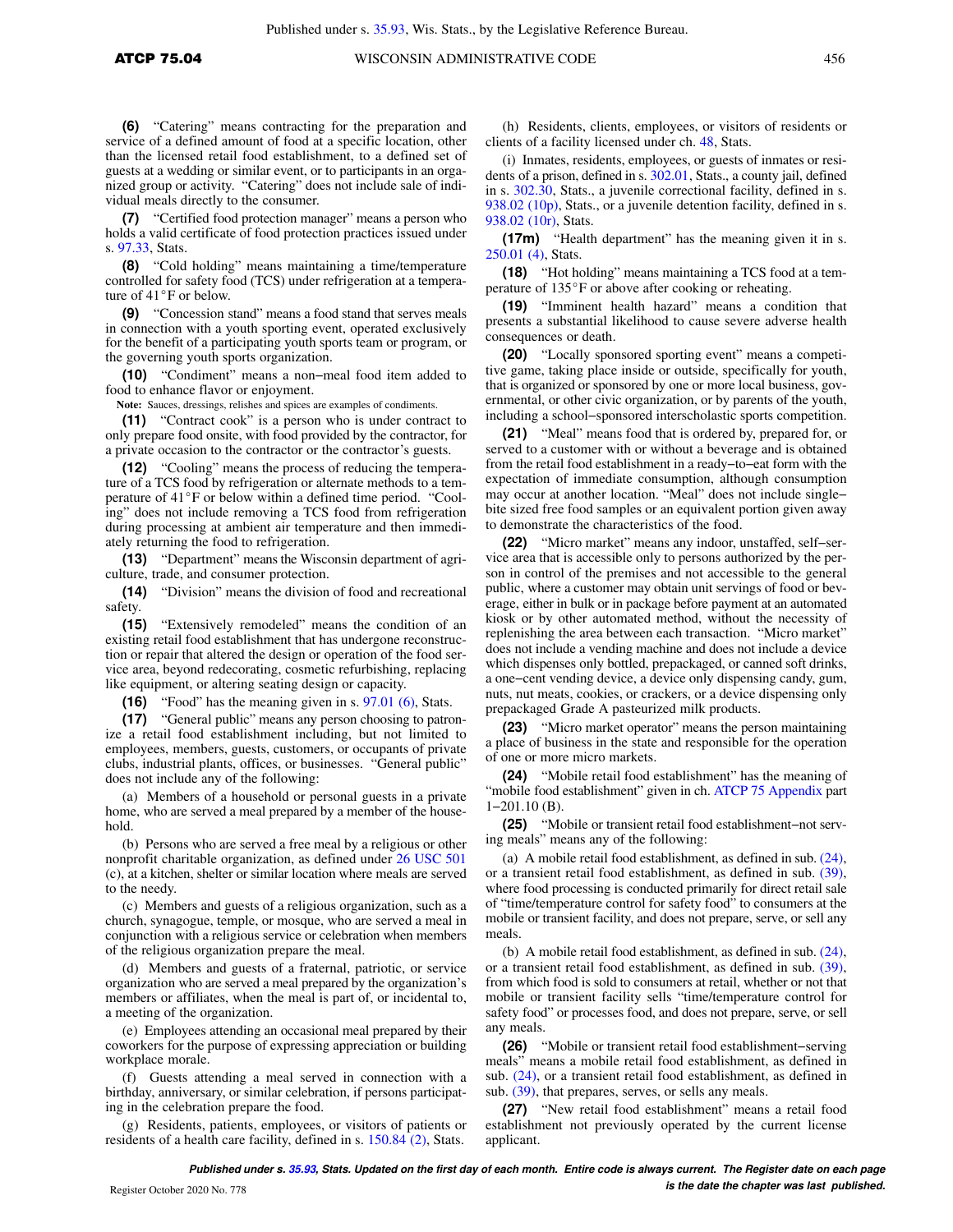**(6)** "Catering" means contracting for the preparation and service of a defined amount of food at a specific location, other than the licensed retail food establishment, to a defined set of guests at a wedding or similar event, or to participants in an organized group or activity. "Catering" does not include sale of individual meals directly to the consumer.

**(7)** "Certified food protection manager" means a person who holds a valid certificate of food protection practices issued under s. 97.33, Stats.

**(8)** "Cold holding" means maintaining a time/temperature controlled for safety food (TCS) under refrigeration at a temperature of 41°F or below.

**(9)** "Concession stand" means a food stand that serves meals in connection with a youth sporting event, operated exclusively for the benefit of a participating youth sports team or program, or the governing youth sports organization.

**(10)** "Condiment" means a non−meal food item added to food to enhance flavor or enjoyment.

**Note:** Sauces, dressings, relishes and spices are examples of condiments.

**(11)** "Contract cook" is a person who is under contract to only prepare food onsite, with food provided by the contractor, for a private occasion to the contractor or the contractor's guests.

**(12)** "Cooling" means the process of reducing the temperature of a TCS food by refrigeration or alternate methods to a temperature of 41°F or below within a defined time period. "Cooling" does not include removing a TCS food from refrigeration during processing at ambient air temperature and then immediately returning the food to refrigeration.

**(13)** "Department" means the Wisconsin department of agriculture, trade, and consumer protection.

**(14)** "Division" means the division of food and recreational safety.

**(15)** "Extensively remodeled" means the condition of an existing retail food establishment that has undergone reconstruction or repair that altered the design or operation of the food service area, beyond redecorating, cosmetic refurbishing, replacing like equipment, or altering seating design or capacity.

**(16)** "Food" has the meaning given in s. 97.01 (6), Stats.

**(17)** "General public" means any person choosing to patronize a retail food establishment including, but not limited to employees, members, guests, customers, or occupants of private clubs, industrial plants, offices, or businesses. "General public" does not include any of the following:

(a) Members of a household or personal guests in a private home, who are served a meal prepared by a member of the household.

(b) Persons who are served a free meal by a religious or other nonprofit charitable organization, as defined under 26 USC 501 (c), at a kitchen, shelter or similar location where meals are served to the needy.

(c) Members and guests of a religious organization, such as a church, synagogue, temple, or mosque, who are served a meal in conjunction with a religious service or celebration when members of the religious organization prepare the meal.

(d) Members and guests of a fraternal, patriotic, or service organization who are served a meal prepared by the organization's members or affiliates, when the meal is part of, or incidental to, a meeting of the organization.

(e) Employees attending an occasional meal prepared by their coworkers for the purpose of expressing appreciation or building workplace morale.

(f) Guests attending a meal served in connection with a birthday, anniversary, or similar celebration, if persons participating in the celebration prepare the food.

(g) Residents, patients, employees, or visitors of patients or residents of a health care facility, defined in s. 150.84 (2), Stats.

(h) Residents, clients, employees, or visitors of residents or clients of a facility licensed under ch. 48, Stats.

(i) Inmates, residents, employees, or guests of inmates or residents of a prison, defined in s. 302.01, Stats., a county jail, defined in s. 302.30, Stats., a juvenile correctional facility, defined in s. 938.02 (10p), Stats., or a juvenile detention facility, defined in s. 938.02 (10r), Stats.

**(17m)** "Health department" has the meaning given it in s. 250.01 (4), Stats.

**(18)** "Hot holding" means maintaining a TCS food at a temperature of 135°F or above after cooking or reheating.

**(19)** "Imminent health hazard" means a condition that presents a substantial likelihood to cause severe adverse health consequences or death.

**(20)** "Locally sponsored sporting event" means a competitive game, taking place inside or outside, specifically for youth, that is organized or sponsored by one or more local business, governmental, or other civic organization, or by parents of the youth, including a school−sponsored interscholastic sports competition.

**(21)** "Meal" means food that is ordered by, prepared for, or served to a customer with or without a beverage and is obtained from the retail food establishment in a ready−to−eat form with the expectation of immediate consumption, although consumption may occur at another location. "Meal" does not include single−bite sized free food samples or an equivalent portion given away to demonstrate the characteristics of the food.

**(22)** "Micro market" means any indoor, unstaffed, self−service area that is accessible only to persons authorized by the person in control of the premises and not accessible to the general public, where a customer may obtain unit servings of food or beverage, either in bulk or in package before payment at an automated kiosk or by other automated method, without the necessity of replenishing the area between each transaction. "Micro market" does not include a vending machine and does not include a device which dispenses only bottled, prepackaged, or canned soft drinks, a one−cent vending device, a device only dispensing candy, gum, nuts, nut meats, cookies, or crackers, or a device dispensing only prepackaged Grade A pasteurized milk products.

**(23)** "Micro market operator" means the person maintaining a place of business in the state and responsible for the operation of one or more micro markets.

**(24)** "Mobile retail food establishment" has the meaning of "mobile food establishment" given in ch. ATCP 75 Appendix part 1−201.10 (B).

**(25)** "Mobile or transient retail food establishment−not serving meals" means any of the following:

(a) A mobile retail food establishment, as defined in sub. (24), or a transient retail food establishment, as defined in sub. (39), where food processing is conducted primarily for direct retail sale of "time/temperature control for safety food" to consumers at the mobile or transient facility, and does not prepare, serve, or sell any meals.

(b) A mobile retail food establishment, as defined in sub. (24), or a transient retail food establishment, as defined in sub. (39), from which food is sold to consumers at retail, whether or not that mobile or transient facility sells "time/temperature control for safety food" or processes food, and does not prepare, serve, or sell any meals.

**(26)** "Mobile or transient retail food establishment−serving meals" means a mobile retail food establishment, as defined in sub. (24), or a transient retail food establishment, as defined in sub. (39), that prepares, serves, or sells any meals.

**(27)** "New retail food establishment" means a retail food establishment not previously operated by the current license applicant.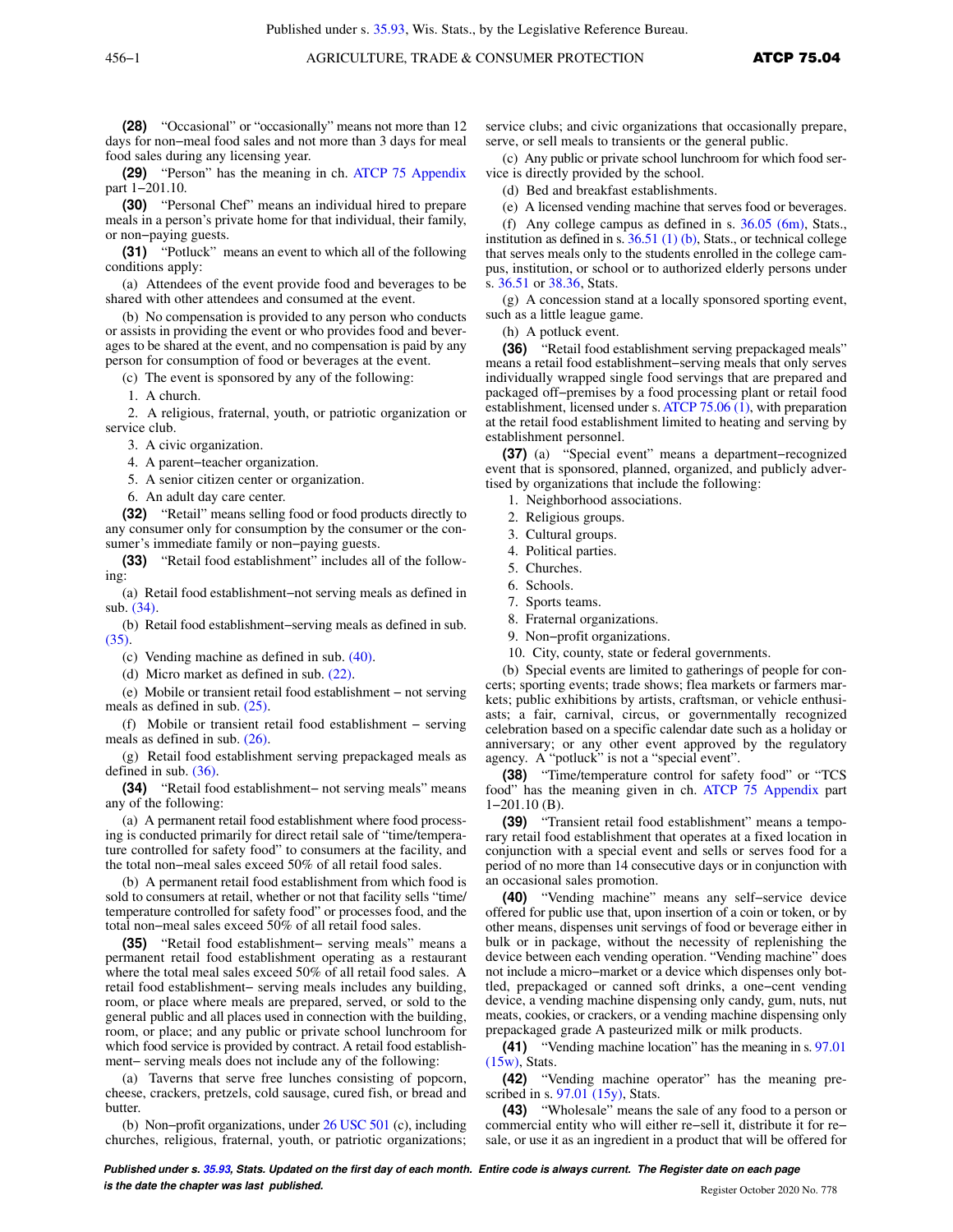**(28)** "Occasional" or "occasionally" means not more than 12 days for non−meal food sales and not more than 3 days for meal food sales during any licensing year.

**(29)** "Person" has the meaning in ch. ATCP 75 Appendix part 1−201.10.

**(30)** "Personal Chef" means an individual hired to prepare meals in a person's private home for that individual, their family, or non−paying guests.

**(31)** "Potluck" means an event to which all of the following conditions apply:

(a) Attendees of the event provide food and beverages to be shared with other attendees and consumed at the event.

(b) No compensation is provided to any person who conducts or assists in providing the event or who provides food and beverages to be shared at the event, and no compensation is paid by any person for consumption of food or beverages at the event.

(c) The event is sponsored by any of the following:

1. A church.

2. A religious, fraternal, youth, or patriotic organization or service club.

3. A civic organization.

4. A parent−teacher organization.

5. A senior citizen center or organization.

6. An adult day care center.

**(32)** "Retail" means selling food or food products directly to any consumer only for consumption by the consumer or the consumer's immediate family or non−paying guests.

**(33)** "Retail food establishment" includes all of the following:

(a) Retail food establishment−not serving meals as defined in sub. (34).

(b) Retail food establishment−serving meals as defined in sub. (35).

(c) Vending machine as defined in sub. (40).

(d) Micro market as defined in sub. (22).

(e) Mobile or transient retail food establishment – not serving meals as defined in sub. (25).

(f) Mobile or transient retail food establishment – serving meals as defined in sub. (26).

(g) Retail food establishment serving prepackaged meals as defined in sub. (36).

**(34)** "Retail food establishment− not serving meals" means any of the following:

(a) A permanent retail food establishment where food processing is conducted primarily for direct retail sale of "time/temperature controlled for safety food" to consumers at the facility, and the total non−meal sales exceed 50% of all retail food sales.

(b) A permanent retail food establishment from which food is sold to consumers at retail, whether or not that facility sells "time/temperature controlled for safety food" or processes food, and the total non−meal sales exceed 50% of all retail food sales.

**(35)** "Retail food establishment− serving meals" means a permanent retail food establishment operating as a restaurant where the total meal sales exceed 50% of all retail food sales. A retail food establishment− serving meals includes any building, room, or place where meals are prepared, served, or sold to the general public and all places used in connection with the building, room, or place; and any public or private school lunchroom for which food service is provided by contract. A retail food establishment− serving meals does not include any of the following:

(a) Taverns that serve free lunches consisting of popcorn, cheese, crackers, pretzels, cold sausage, cured fish, or bread and butter.

(b) Non−profit organizations, under 26 USC 501 (c), including churches, religious, fraternal, youth, or patriotic organizations; service clubs; and civic organizations that occasionally prepare, serve, or sell meals to transients or the general public.

(c) Any public or private school lunchroom for which food service is directly provided by the school.

(d) Bed and breakfast establishments.

(e) A licensed vending machine that serves food or beverages.

(f) Any college campus as defined in s. 36.05 (6m), Stats., institution as defined in s. 36.51 (1) (b), Stats., or technical college that serves meals only to the students enrolled in the college campus, institution, or school or to authorized elderly persons under s. 36.51 or 38.36, Stats.

(g) A concession stand at a locally sponsored sporting event, such as a little league game.

(h) A potluck event.

**(36)** "Retail food establishment serving prepackaged meals" means a retail food establishment−serving meals that only serves individually wrapped single food servings that are prepared and packaged off−premises by a food processing plant or retail food establishment, licensed under s. ATCP 75.06 (1), with preparation at the retail food establishment limited to heating and serving by establishment personnel.

**(37)** (a) "Special event" means a department−recognized event that is sponsored, planned, organized, and publicly advertised by organizations that include the following:

1. Neighborhood associations.

2. Religious groups.

3. Cultural groups.

4. Political parties.

5. Churches.

6. Schools.

7. Sports teams.

8. Fraternal organizations.

9. Non−profit organizations.

10. City, county, state or federal governments.

(b) Special events are limited to gatherings of people for concerts; sporting events; trade shows; flea markets or farmers markets; public exhibitions by artists, craftsman, or vehicle enthusiasts; a fair, carnival, circus, or governmentally recognized celebration based on a specific calendar date such as a holiday or anniversary; or any other event approved by the regulatory agency. A "potluck" is not a "special event".

**(38)** "Time/temperature control for safety food" or "TCS food" has the meaning given in ch. ATCP 75 Appendix part 1−201.10 (B).

**(39)** "Transient retail food establishment" means a temporary retail food establishment that operates at a fixed location in conjunction with a special event and sells or serves food for a period of no more than 14 consecutive days or in conjunction with an occasional sales promotion.

**(40)** "Vending machine" means any self−service device offered for public use that, upon insertion of a coin or token, or by other means, dispenses unit servings of food or beverage either in bulk or in package, without the necessity of replenishing the device between each vending operation. "Vending machine" does not include a micro−market or a device which dispenses only bottled, prepackaged or canned soft drinks, a one−cent vending device, a vending machine dispensing only candy, gum, nuts, nut meats, cookies, or crackers, or a vending machine dispensing only prepackaged grade A pasteurized milk or milk products.

**(41)** "Vending machine location" has the meaning in s. 97.01 (15w), Stats.

**(42)** "Vending machine operator" has the meaning prescribed in s. 97.01 (15y), Stats.

**(43)** "Wholesale" means the sale of any food to a person or commercial entity who will either re−sell it, distribute it for re−sale, or use it as an ingredient in a product that will be offered for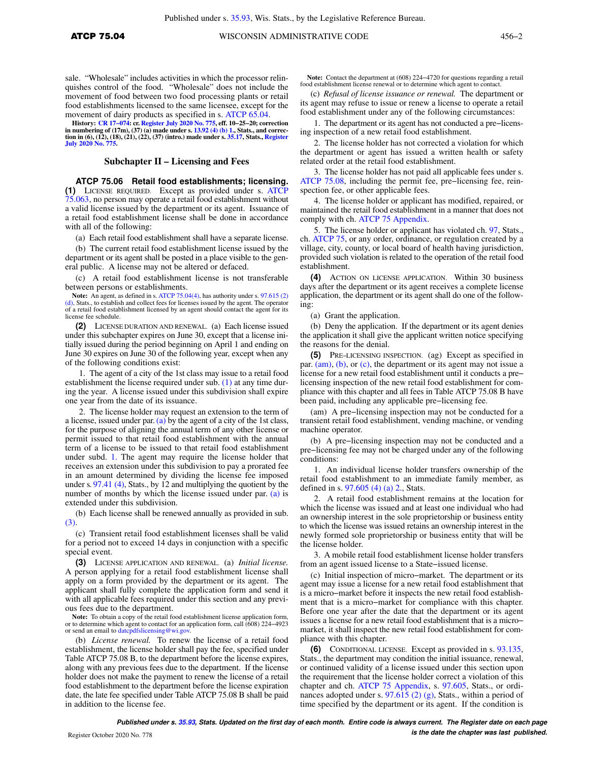sale. "Wholesale" includes activities in which the processor relinquishes control of the food. "Wholesale" does not include the movement of food between two food processing plants or retail food establishments licensed to the same licensee, except for the movement of dairy products as specified in s. ATCP 65.04.

**History: CR 17-074: cr. Register July 2020 No. 775, eff. 10-25-20; correction in numbering of (17m), (37) (a) made under s. 13.92 (4) (b) 1., Stats., and correction in (6), (12), (18), (21), (22), (37) (intro.) made under s. 35.17, Stats., Register July 2020 No. 775.**

## Subchapter II – Licensing and Fees

### ATCP 75.06 Retail food establishments; licensing.

**(1)** LICENSE REQUIRED. Except as provided under s. ATCP 75.063, no person may operate a retail food establishment without a valid license issued by the department or its agent. Issuance of a retail food establishment license shall be done in accordance with all of the following:

(a) Each retail food establishment shall have a separate license.

(b) The current retail food establishment license issued by the department or its agent shall be posted in a place visible to the general public. A license may not be altered or defaced.

(c) A retail food establishment license is not transferable between persons or establishments.

Note: An agent, as defined in s. ATCP 75.04(4), has authority under s. 97.615 (2) (d), Stats., to establish and collect fees for licenses issued by the agent. The operator of a retail food establishment licensed by an agent should contact the agent for its license fee schedule.

**(2)** LICENSE DURATION AND RENEWAL. (a) Each license issued under this subchapter expires on June 30, except that a license initially issued during the period beginning on April 1 and ending on June 30 expires on June 30 of the following year, except when any of the following conditions exist:

1. The agent of a city of the 1st class may issue to a retail food establishment the license required under sub. (1) at any time during the year. A license issued under this subdivision shall expire one year from the date of its issuance.

2. The license holder may request an extension to the term of a license, issued under par. (a) by the agent of a city of the 1st class, for the purpose of aligning the annual term of any other license or permit issued to that retail food establishment with the annual term of a license to be issued to that retail food establishment under subd. 1. The agent may require the license holder that receives an extension under this subdivision to pay a prorated fee in an amount determined by dividing the license fee imposed under s. 97.41 (4), Stats., by 12 and multiplying the quotient by the number of months by which the license issued under par. (a) is extended under this subdivision.

(b) Each license shall be renewed annually as provided in sub. (3).

(c) Transient retail food establishment licenses shall be valid for a period not to exceed 14 days in conjunction with a specific special event.

**(3)** LICENSE APPLICATION AND RENEWAL. (a) *Initial license.* A person applying for a retail food establishment license shall apply on a form provided by the department or its agent. The applicant shall fully complete the application form and send it with all applicable fees required under this section and any previous fees due to the department.

Note: To obtain a copy of the retail food establishment license application form, or to determine which agent to contact for an application form, call (608) 224-4923 or send an email to datcpdfslicensing@wi.gov.

(b) *License renewal.* To renew the license of a retail food establishment, the license holder shall pay the fee, specified under Table ATCP 75.08 B, to the department before the license expires, along with any previous fees due to the department. If the license holder does not make the payment to renew the license of a retail food establishment to the department before the license expiration date, the late fee specified under Table ATCP 75.08 B shall be paid in addition to the license fee.

Note: Contact the department at (608) 224-4720 for questions regarding a retail food establishment license renewal or to determine which agent to contact.

(c) *Refusal of license issuance or renewal.* The department or its agent may refuse to issue or renew a license to operate a retail food establishment under any of the following circumstances:

1. The department or its agent has not conducted a pre-licensing inspection of a new retail food establishment.

2. The license holder has not corrected a violation for which the department or agent has issued a written health or safety related order at the retail food establishment.

3. The license holder has not paid all applicable fees under s. ATCP 75.08, including the permit fee, pre-licensing fee, reinspection fee, or other applicable fees.

4. The license holder or applicant has modified, repaired, or maintained the retail food establishment in a manner that does not comply with ch. ATCP 75 Appendix.

5. The license holder or applicant has violated ch. 97, Stats., ch. ATCP 75, or any order, ordinance, or regulation created by a village, city, county, or local board of health having jurisdiction, provided such violation is related to the operation of the retail food establishment.

**(4)** ACTION ON LICENSE APPLICATION. Within 30 business days after the department or its agent receives a complete license application, the department or its agent shall do one of the following:

(a) Grant the application.

(b) Deny the application. If the department or its agent denies the application it shall give the applicant written notice specifying the reasons for the denial.

**(5)** PRE-LICENSING INSPECTION. (ag) Except as specified in par. (am), (b), or (c), the department or its agent may not issue a license for a new retail food establishment until it conducts a pre-licensing inspection of the new retail food establishment for compliance with this chapter and all fees in Table ATCP 75.08 B have been paid, including any applicable pre-licensing fee.

(am) A pre-licensing inspection may not be conducted for a transient retail food establishment, vending machine, or vending machine operator.

(b) A pre-licensing inspection may not be conducted and a pre-licensing fee may not be charged under any of the following conditions:

1. An individual license holder transfers ownership of the retail food establishment to an immediate family member, as defined in s. 97.605 (4) (a) 2., Stats.

2. A retail food establishment remains at the location for which the license was issued and at least one individual who had an ownership interest in the sole proprietorship or business entity to which the license was issued retains an ownership interest in the newly formed sole proprietorship or business entity that will be the license holder.

3. A mobile retail food establishment license holder transfers from an agent issued license to a State-issued license.

(c) Initial inspection of micro-market. The department or its agent may issue a license for a new retail food establishment that is a micro-market before it inspects the new retail food establishment that is a micro-market for compliance with this chapter. Before one year after the date that the department or its agent issues a license for a new retail food establishment that is a micro-market, it shall inspect the new retail food establishment for compliance with this chapter.

**(6)** CONDITIONAL LICENSE. Except as provided in s. 93.135, Stats., the department may condition the initial issuance, renewal, or continued validity of a license issued under this section upon the requirement that the license holder correct a violation of this chapter and ch. ATCP 75 Appendix, s. 97.605, Stats., or ordinances adopted under s. 97.615 (2) (g), Stats., within a period of time specified by the department or its agent. If the condition is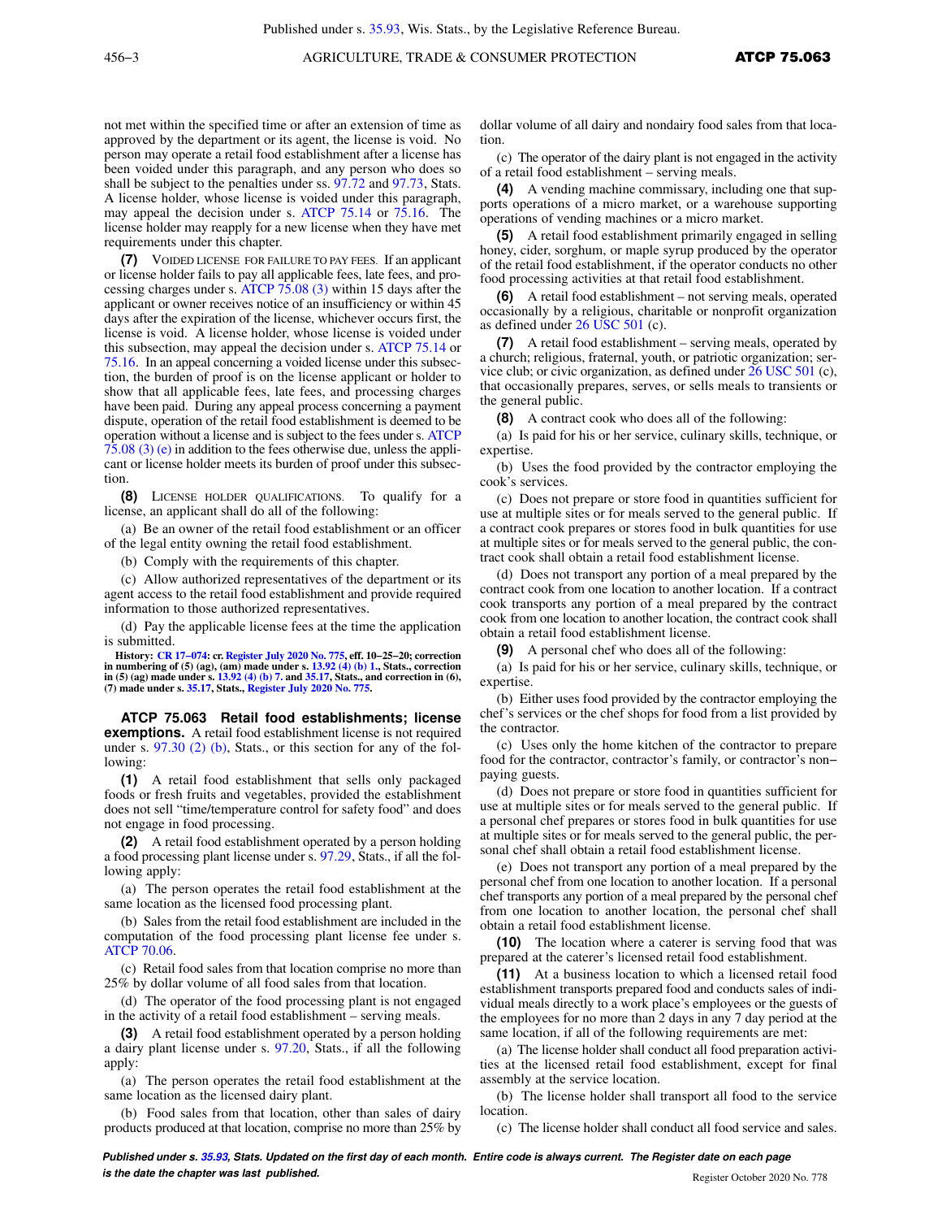not met within the specified time or after an extension of time as approved by the department or its agent, the license is void. No person may operate a retail food establishment after a license has been voided under this paragraph, and any person who does so shall be subject to the penalties under ss. 97.72 and 97.73, Stats. A license holder, whose license is voided under this paragraph, may appeal the decision under s. ATCP 75.14 or 75.16. The license holder may reapply for a new license when they have met requirements under this chapter.

**(7)** VOIDED LICENSE FOR FAILURE TO PAY FEES. If an applicant or license holder fails to pay all applicable fees, late fees, and processing charges under s. ATCP 75.08 (3) within 15 days after the applicant or owner receives notice of an insufficiency or within 45 days after the expiration of the license, whichever occurs first, the license is void. A license holder, whose license is voided under this subsection, may appeal the decision under s. ATCP 75.14 or 75.16. In an appeal concerning a voided license under this subsection, the burden of proof is on the license applicant or holder to show that all applicable fees, late fees, and processing charges have been paid. During any appeal process concerning a payment dispute, operation of the retail food establishment is deemed to be operation without a license and is subject to the fees under s. ATCP 75.08 (3) (e) in addition to the fees otherwise due, unless the applicant or license holder meets its burden of proof under this subsection.

**(8)** LICENSE HOLDER QUALIFICATIONS. To qualify for a license, an applicant shall do all of the following:

(a) Be an owner of the retail food establishment or an officer of the legal entity owning the retail food establishment.

(b) Comply with the requirements of this chapter.

(c) Allow authorized representatives of the department or its agent access to the retail food establishment and provide required information to those authorized representatives.

(d) Pay the applicable license fees at the time the application is submitted.

**History:** CR 17–074: cr. Register July 2020 No. 775, eff. 10–25–20; correction in numbering of (5) (ag), (am) made under s. 13.92 (4) (b) 1., Stats., correction in (5) (ag) made under s. 13.92 (4) (b) 7. and 35.17, Stats., and correction in (6), (7) made under s. 35.17, Stats., Register July 2020 No. 775.

## ATCP 75.063 Retail food establishments; license exemptions.

A retail food establishment license is not required under s. 97.30 (2) (b), Stats., or this section for any of the following:

**(1)** A retail food establishment that sells only packaged foods or fresh fruits and vegetables, provided the establishment does not sell "time/temperature control for safety food" and does not engage in food processing.

**(2)** A retail food establishment operated by a person holding a food processing plant license under s. 97.29, Stats., if all the following apply:

(a) The person operates the retail food establishment at the same location as the licensed food processing plant.

(b) Sales from the retail food establishment are included in the computation of the food processing plant license fee under s. ATCP 70.06.

(c) Retail food sales from that location comprise no more than 25% by dollar volume of all food sales from that location.

(d) The operator of the food processing plant is not engaged in the activity of a retail food establishment – serving meals.

**(3)** A retail food establishment operated by a person holding a dairy plant license under s. 97.20, Stats., if all the following apply:

(a) The person operates the retail food establishment at the same location as the licensed dairy plant.

(b) Food sales from that location, other than sales of dairy products produced at that location, comprise no more than 25% by dollar volume of all dairy and nondairy food sales from that location.

(c) The operator of the dairy plant is not engaged in the activity of a retail food establishment – serving meals.

**(4)** A vending machine commissary, including one that supports operations of a micro market, or a warehouse supporting operations of vending machines or a micro market.

**(5)** A retail food establishment primarily engaged in selling honey, cider, sorghum, or maple syrup produced by the operator of the retail food establishment, if the operator conducts no other food processing activities at that retail food establishment.

**(6)** A retail food establishment – not serving meals, operated occasionally by a religious, charitable or nonprofit organization as defined under 26 USC 501 (c).

**(7)** A retail food establishment – serving meals, operated by a church; religious, fraternal, youth, or patriotic organization; service club; or civic organization, as defined under 26 USC 501 (c), that occasionally prepares, serves, or sells meals to transients or the general public.

**(8)** A contract cook who does all of the following:

(a) Is paid for his or her service, culinary skills, technique, or expertise.

(b) Uses the food provided by the contractor employing the cook's services.

(c) Does not prepare or store food in quantities sufficient for use at multiple sites or for meals served to the general public. If a contract cook prepares or stores food in bulk quantities for use at multiple sites or for meals served to the general public, the contract cook shall obtain a retail food establishment license.

(d) Does not transport any portion of a meal prepared by the contract cook from one location to another location. If a contract cook transports any portion of a meal prepared by the contract cook from one location to another location, the contract cook shall obtain a retail food establishment license.

**(9)** A personal chef who does all of the following:

(a) Is paid for his or her service, culinary skills, technique, or expertise.

(b) Either uses food provided by the contractor employing the chef's services or the chef shops for food from a list provided by the contractor.

(c) Uses only the home kitchen of the contractor to prepare food for the contractor, contractor's family, or contractor's non–paying guests.

(d) Does not prepare or store food in quantities sufficient for use at multiple sites or for meals served to the general public. If a personal chef prepares or stores food in bulk quantities for use at multiple sites or for meals served to the general public, the personal chef shall obtain a retail food establishment license.

(e) Does not transport any portion of a meal prepared by the personal chef from one location to another location. If a personal chef transports any portion of a meal prepared by the personal chef from one location to another location, the personal chef shall obtain a retail food establishment license.

**(10)** The location where a caterer is serving food that was prepared at the caterer's licensed retail food establishment.

**(11)** At a business location to which a licensed retail food establishment transports prepared food and conducts sales of individual meals directly to a work place's employees or the guests of the employees for no more than 2 days in any 7 day period at the same location, if all of the following requirements are met:

(a) The license holder shall conduct all food preparation activities at the licensed retail food establishment, except for final assembly at the service location.

(b) The license holder shall transport all food to the service location.

(c) The license holder shall conduct all food service and sales.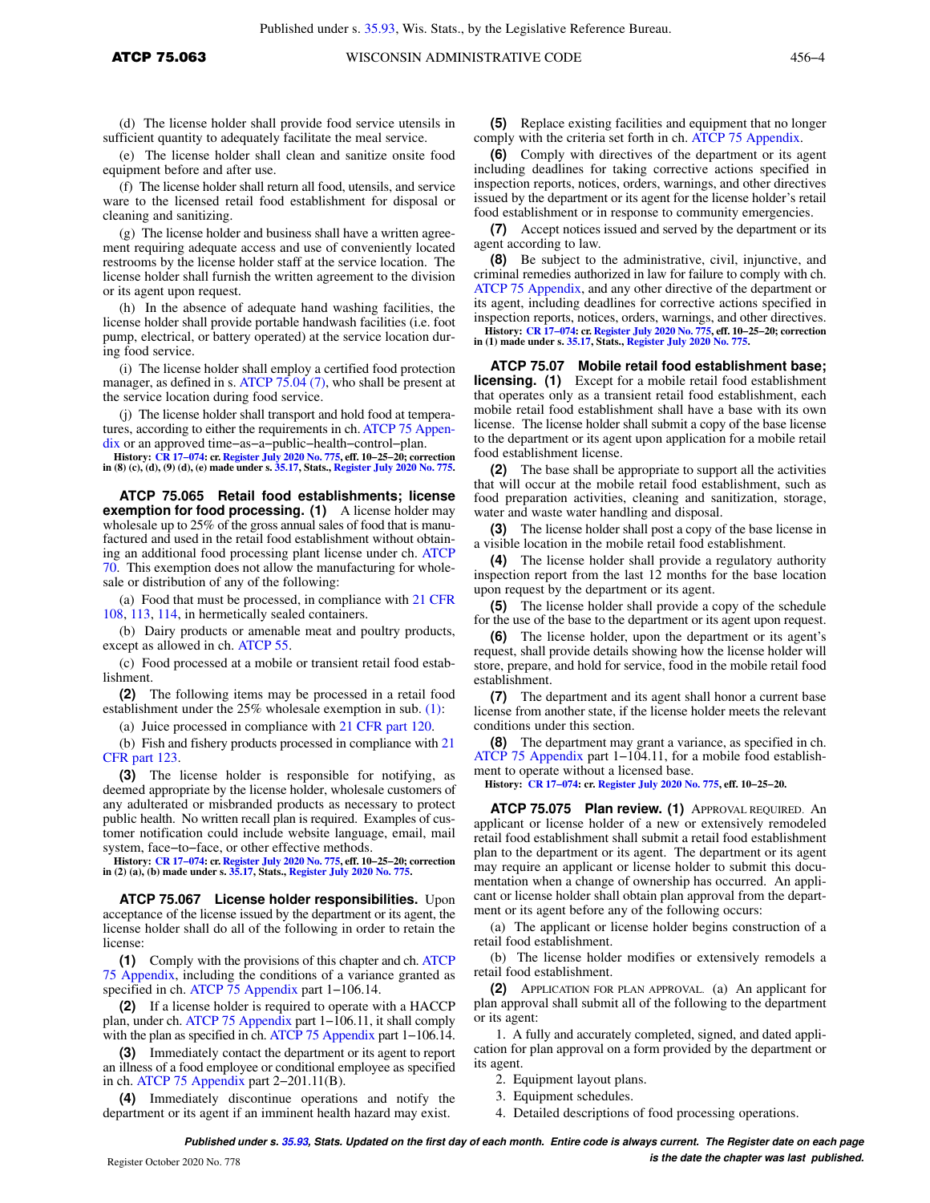(d) The license holder shall provide food service utensils in sufficient quantity to adequately facilitate the meal service.

(e) The license holder shall clean and sanitize onsite food equipment before and after use.

(f) The license holder shall return all food, utensils, and service ware to the licensed retail food establishment for disposal or cleaning and sanitizing.

(g) The license holder and business shall have a written agreement requiring adequate access and use of conveniently located restrooms by the license holder staff at the service location. The license holder shall furnish the written agreement to the division or its agent upon request.

(h) In the absence of adequate hand washing facilities, the license holder shall provide portable handwash facilities (i.e. foot pump, electrical, or battery operated) at the service location during food service.

(i) The license holder shall employ a certified food protection manager, as defined in s. ATCP 75.04 (7), who shall be present at the service location during food service.

(j) The license holder shall transport and hold food at temperatures, according to either the requirements in ch. ATCP 75 Appendix or an approved time−as−a−public−health−control−plan.

**History:** CR 17−074: cr. Register July 2020 No. 775, eff. 10−25−20; correction in (8) (c), (d), (9) (d), (e) made under s. 35.17, Stats., Register July 2020 No. 775.

**ATCP 75.065 Retail food establishments; license exemption for food processing. (1)** A license holder may wholesale up to 25% of the gross annual sales of food that is manufactured and used in the retail food establishment without obtaining an additional food processing plant license under ch. ATCP 70. This exemption does not allow the manufacturing for wholesale or distribution of any of the following:

(a) Food that must be processed, in compliance with 21 CFR 108, 113, 114, in hermetically sealed containers.

(b) Dairy products or amenable meat and poultry products, except as allowed in ch. ATCP 55.

(c) Food processed at a mobile or transient retail food establishment.

**(2)** The following items may be processed in a retail food establishment under the 25% wholesale exemption in sub. (1):

(a) Juice processed in compliance with 21 CFR part 120.

(b) Fish and fishery products processed in compliance with 21 CFR part 123.

**(3)** The license holder is responsible for notifying, as deemed appropriate by the license holder, wholesale customers of any adulterated or misbranded products as necessary to protect public health. No written recall plan is required. Examples of customer notification could include website language, email, mail system, face−to−face, or other effective methods.

**History:** CR 17−074: cr. Register July 2020 No. 775, eff. 10−25−20; correction in (2) (a), (b) made under s. 35.17, Stats., Register July 2020 No. 775.

**ATCP 75.067 License holder responsibilities.** Upon acceptance of the license issued by the department or its agent, the license holder shall do all of the following in order to retain the license:

**(1)** Comply with the provisions of this chapter and ch. ATCP 75 Appendix, including the conditions of a variance granted as specified in ch. ATCP 75 Appendix part 1−106.14.

**(2)** If a license holder is required to operate with a HACCP plan, under ch. ATCP 75 Appendix part 1−106.11, it shall comply with the plan as specified in ch. ATCP 75 Appendix part 1−106.14.

**(3)** Immediately contact the department or its agent to report an illness of a food employee or conditional employee as specified in ch. ATCP 75 Appendix part 2−201.11(B).

**(4)** Immediately discontinue operations and notify the department or its agent if an imminent health hazard may exist.

**(5)** Replace existing facilities and equipment that no longer comply with the criteria set forth in ch. ATCP 75 Appendix.

**(6)** Comply with directives of the department or its agent including deadlines for taking corrective actions specified in inspection reports, notices, orders, warnings, and other directives issued by the department or its agent for the license holder's retail food establishment or in response to community emergencies.

**(7)** Accept notices issued and served by the department or its agent according to law.

**(8)** Be subject to the administrative, civil, injunctive, and criminal remedies authorized in law for failure to comply with ch. ATCP 75 Appendix, and any other directive of the department or its agent, including deadlines for corrective actions specified in inspection reports, notices, orders, warnings, and other directives.

**History:** CR 17−074: cr. Register July 2020 No. 775, eff. 10−25−20; correction in (1) made under s. 35.17, Stats., Register July 2020 No. 775.

**ATCP 75.07 Mobile retail food establishment base; licensing. (1)** Except for a mobile retail food establishment that operates only as a transient retail food establishment, each mobile retail food establishment shall have a base with its own license. The license holder shall submit a copy of the base license to the department or its agent upon application for a mobile retail food establishment license.

**(2)** The base shall be appropriate to support all the activities that will occur at the mobile retail food establishment, such as food preparation activities, cleaning and sanitization, storage, water and waste water handling and disposal.

**(3)** The license holder shall post a copy of the base license in a visible location in the mobile retail food establishment.

**(4)** The license holder shall provide a regulatory authority inspection report from the last 12 months for the base location upon request by the department or its agent.

**(5)** The license holder shall provide a copy of the schedule for the use of the base to the department or its agent upon request.

**(6)** The license holder, upon the department or its agent's request, shall provide details showing how the license holder will store, prepare, and hold for service, food in the mobile retail food establishment.

**(7)** The department and its agent shall honor a current base license from another state, if the license holder meets the relevant conditions under this section.

**(8)** The department may grant a variance, as specified in ch. ATCP 75 Appendix part 1−104.11, for a mobile food establishment to operate without a licensed base.

**History:** CR 17−074: cr. Register July 2020 No. 775, eff. 10−25−20.

**ATCP 75.075 Plan review. (1)** APPROVAL REQUIRED. An applicant or license holder of a new or extensively remodeled retail food establishment shall submit a retail food establishment plan to the department or its agent. The department or its agent may require an applicant or license holder to submit this documentation when a change of ownership has occurred. An applicant or license holder shall obtain plan approval from the department or its agent before any of the following occurs:

(a) The applicant or license holder begins construction of a retail food establishment.

(b) The license holder modifies or extensively remodels a retail food establishment.

**(2)** APPLICATION FOR PLAN APPROVAL. (a) An applicant for plan approval shall submit all of the following to the department or its agent:

1. A fully and accurately completed, signed, and dated application for plan approval on a form provided by the department or its agent.

2. Equipment layout plans.

3. Equipment schedules.

4. Detailed descriptions of food processing operations.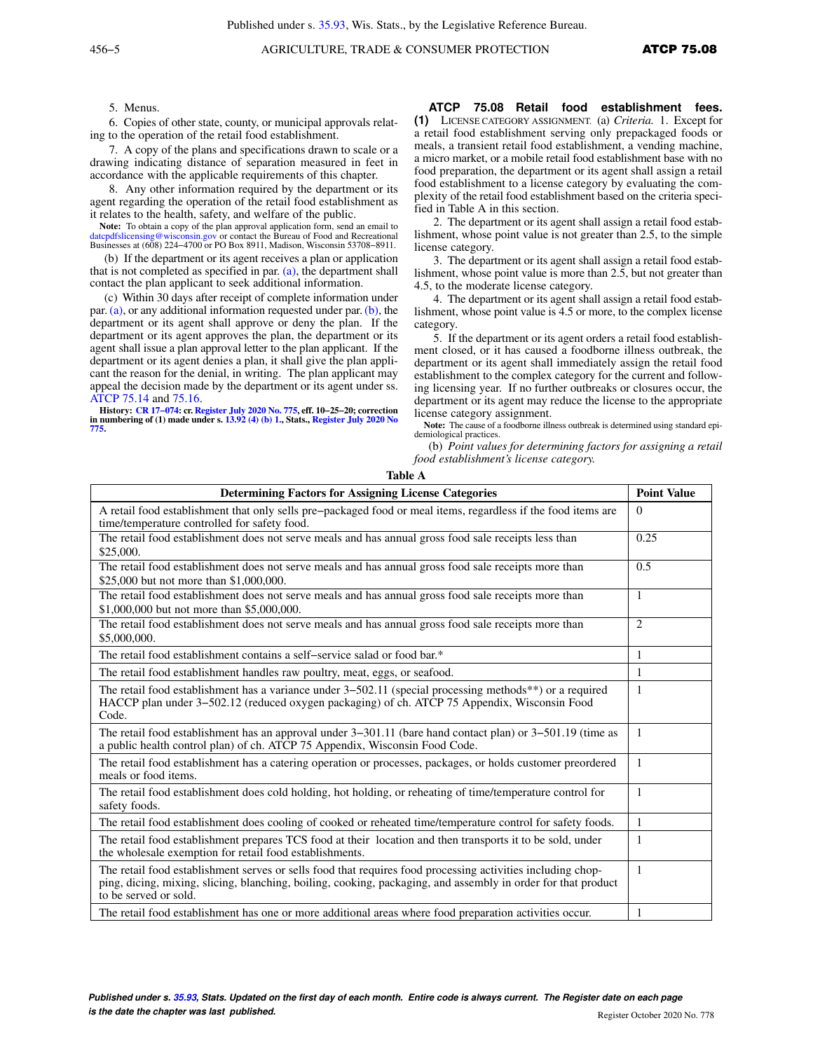5. Menus.

6. Copies of other state, county, or municipal approvals relating to the operation of the retail food establishment.

7. A copy of the plans and specifications drawn to scale or a drawing indicating distance of separation measured in feet in accordance with the applicable requirements of this chapter.

8. Any other information required by the department or its agent regarding the operation of the retail food establishment as it relates to the health, safety, and welfare of the public.

**Note:** To obtain a copy of the plan approval application form, send an email to datcpdfslicensing@wisconsin.gov or contact the Bureau of Food and Recreational Businesses at (608) 224−4700 or PO Box 8911, Madison, Wisconsin 53708−8911.

(b) If the department or its agent receives a plan or application that is not completed as specified in par. (a), the department shall contact the plan applicant to seek additional information.

(c) Within 30 days after receipt of complete information under par. (a), or any additional information requested under par. (b), the department or its agent shall approve or deny the plan. If the department or its agent approves the plan, the department or its agent shall issue a plan approval letter to the plan applicant. If the department or its agent denies a plan, it shall give the plan applicant the reason for the denial, in writing. The plan applicant may appeal the decision made by the department or its agent under ss. ATCP 75.14 and 75.16.

**History: CR 17−074: cr. Register July 2020 No. 775, eff. 10−25−20; correction in numbering of (1) made under s. 13.92 (4) (b) 1., Stats., Register July 2020 No 775.**

## ATCP 75.08 Retail food establishment fees.

**(1)** LICENSE CATEGORY ASSIGNMENT. (a) *Criteria.* 1. Except for a retail food establishment serving only prepackaged foods or meals, a transient retail food establishment, a vending machine, a micro market, or a mobile retail food establishment base with no food preparation, the department or its agent shall assign a retail food establishment to a license category by evaluating the complexity of the retail food establishment based on the criteria specified in Table A in this section.

2. The department or its agent shall assign a retail food establishment, whose point value is not greater than 2.5, to the simple license category.

3. The department or its agent shall assign a retail food establishment, whose point value is more than 2.5, but not greater than 4.5, to the moderate license category.

4. The department or its agent shall assign a retail food establishment, whose point value is 4.5 or more, to the complex license category.

5. If the department or its agent orders a retail food establishment closed, or it has caused a foodborne illness outbreak, the department or its agent shall immediately assign the retail food establishment to the complex category for the current and following licensing year. If no further outbreaks or closures occur, the department or its agent may reduce the license to the appropriate license category assignment.

**Note:** The cause of a foodborne illness outbreak is determined using standard epidemiological practices.

(b) *Point values for determining factors for assigning a retail food establishment's license category.*

**Table A**

| Determining Factors for Assigning License Categories | Point Value |
|---|---|
| A retail food establishment that only sells pre−packaged food or meal items, regardless if the food items are time/temperature controlled for safety food. | 0 |
| The retail food establishment does not serve meals and has annual gross food sale receipts less than $25,000. | 0.25 |
| The retail food establishment does not serve meals and has annual gross food sale receipts more than $25,000 but not more than $1,000,000. | 0.5 |
| The retail food establishment does not serve meals and has annual gross food sale receipts more than $1,000,000 but not more than $5,000,000. | 1 |
| The retail food establishment does not serve meals and has annual gross food sale receipts more than $5,000,000. | 2 |
| The retail food establishment contains a self−service salad or food bar.* | 1 |
| The retail food establishment handles raw poultry, meat, eggs, or seafood. | 1 |
| The retail food establishment has a variance under 3−502.11 (special processing methods**) or a required HACCP plan under 3−502.12 (reduced oxygen packaging) of ch. ATCP 75 Appendix, Wisconsin Food Code. | 1 |
| The retail food establishment has an approval under 3−301.11 (bare hand contact plan) or 3−501.19 (time as a public health control plan) of ch. ATCP 75 Appendix, Wisconsin Food Code. | 1 |
| The retail food establishment has a catering operation or processes, packages, or holds customer preordered meals or food items. | 1 |
| The retail food establishment does cold holding, hot holding, or reheating of time/temperature control for safety foods. | 1 |
| The retail food establishment does cooling of cooked or reheated time/temperature control for safety foods. | 1 |
| The retail food establishment prepares TCS food at their location and then transports it to be sold, under the wholesale exemption for retail food establishments. | 1 |
| The retail food establishment serves or sells food that requires food processing activities including chopping, dicing, mixing, slicing, blanching, boiling, cooking, packaging, and assembly in order for that product to be served or sold. | 1 |
| The retail food establishment has one or more additional areas where food preparation activities occur. | 1 |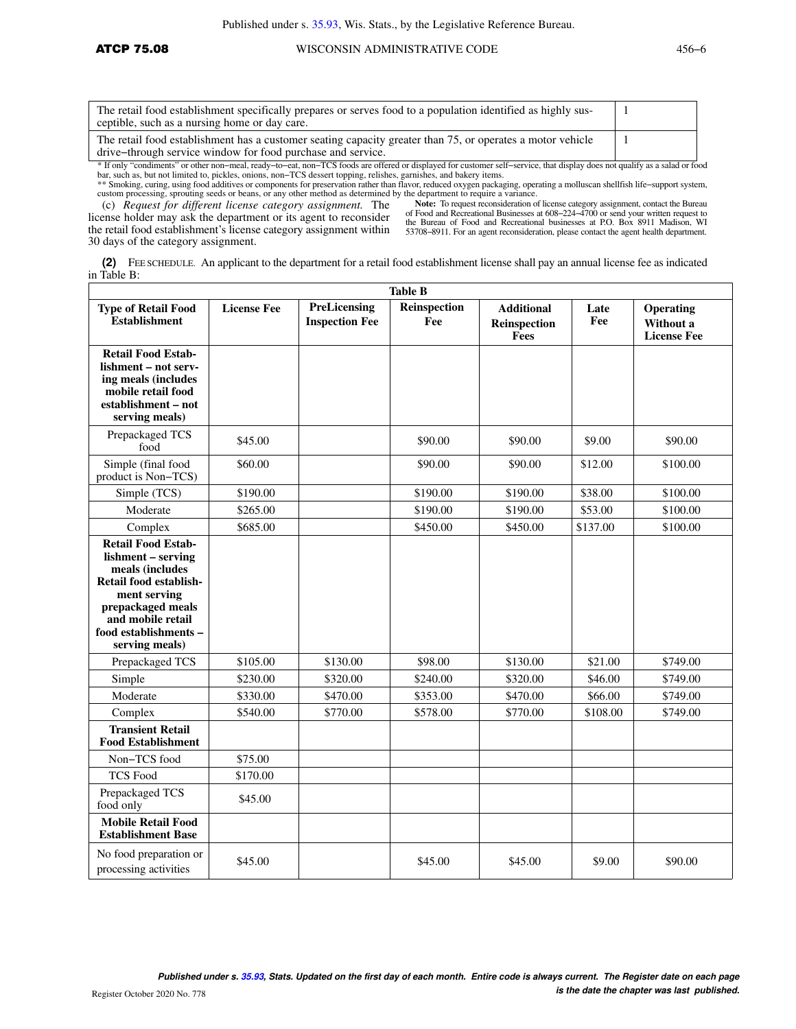| The retail food establishment specifically prepares or serves food to a population identified as highly susceptible, such as a nursing home or day care. | 1 |
|---|---|
| The retail food establishment has a customer seating capacity greater than 75, or operates a motor vehicle drive−through service window for food purchase and service. | 1 |

* If only “condiments” or other non−meal, ready−to−eat, non−TCS foods are offered or displayed for customer self−service, that display does not qualify as a salad or food bar, such as, but not limited to, pickles, onions, non−TCS dessert topping, relishes, garnishes, and bakery items.

** Smoking, curing, using food additives or components for preservation rather than flavor, reduced oxygen packaging, operating a molluscan shellfish life−support system, custom processing, sprouting seeds or beans, or any other method as determined by the department to require a variance.

(c) *Request for different license category assignment.* The license holder may ask the department or its agent to reconsider the retail food establishment's license category assignment within 30 days of the category assignment.

**Note:** To request reconsideration of license category assignment, contact the Bureau of Food and Recreational Businesses at 608−224−4700 or send your written request to the Bureau of Food and Recreational businesses at P.O. Box 8911 Madison, WI 53708−8911. For an agent reconsideration, please contact the agent health department.

**(2)** FEE SCHEDULE. An applicant to the department for a retail food establishment license shall pay an annual license fee as indicated in Table B:

**Table B**

| Type of Retail Food Establishment | License Fee | PreLicensing Inspection Fee | Reinspection Fee | Additional Reinspection Fees | Late Fee | Operating Without a License Fee |
|---|---|---|---|---|---|---|
| **Retail Food Establishment – not serving meals (includes mobile retail food establishment – not serving meals)** | | | | | | |
| Prepackaged TCS food | $45.00 | | $90.00 | $90.00 | $9.00 | $90.00 |
| Simple (final food product is Non−TCS) | $60.00 | | $90.00 | $90.00 | $12.00 | $100.00 |
| Simple (TCS) | $190.00 | | $190.00 | $190.00 | $38.00 | $100.00 |
| Moderate | $265.00 | | $190.00 | $190.00 | $53.00 | $100.00 |
| Complex | $685.00 | | $450.00 | $450.00 | $137.00 | $100.00 |
| **Retail Food Establishment – serving meals (includes Retail food establishment serving prepackaged meals and mobile retail food establishments – serving meals)** | | | | | | |
| Prepackaged TCS | $105.00 | $130.00 | $98.00 | $130.00 | $21.00 | $749.00 |
| Simple | $230.00 | $320.00 | $240.00 | $320.00 | $46.00 | $749.00 |
| Moderate | $330.00 | $470.00 | $353.00 | $470.00 | $66.00 | $749.00 |
| Complex | $540.00 | $770.00 | $578.00 | $770.00 | $108.00 | $749.00 |
| **Transient Retail Food Establishment** | | | | | | |
| Non−TCS food | $75.00 | | | | | |
| TCS Food | $170.00 | | | | | |
| Prepackaged TCS food only | $45.00 | | | | | |
| **Mobile Retail Food Establishment Base** | | | | | | |
| No food preparation or processing activities | $45.00 | | $45.00 | $45.00 | $9.00 | $90.00 |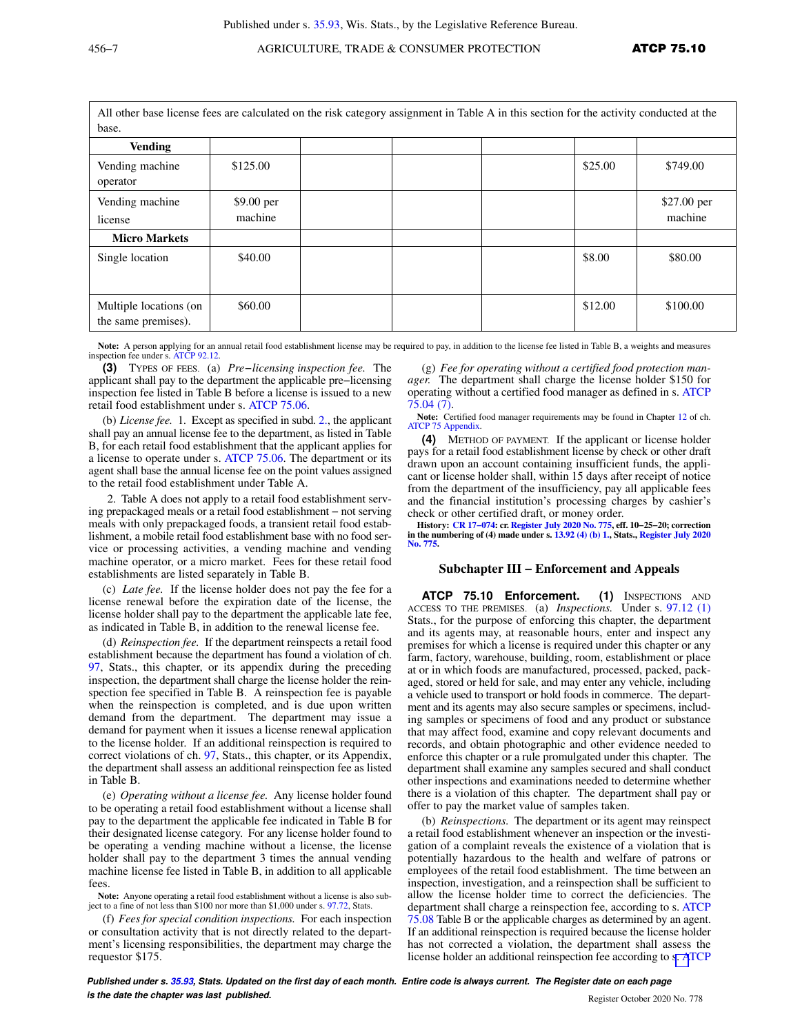| All other base license fees are calculated on the risk category assignment in Table A in this section for the activity conducted at the base. | | | | | | |
|---|---|---|---|---|---|---|
| **Vending** | | | | | | |
| Vending machine operator | $125.00 | | | | $25.00 | $749.00 |
| Vending machine license | $9.00 per machine | | | | | $27.00 per machine |
| **Micro Markets** | | | | | | |
| Single location | $40.00 | | | | $8.00 | $80.00 |
| Multiple locations (on the same premises). | $60.00 | | | | $12.00 | $100.00 |

**Note:** A person applying for an annual retail food establishment license may be required to pay, in addition to the license fee listed in Table B, a weights and measures inspection fee under s. ATCP 92.12.

**(3)** TYPES OF FEES. (a) *Pre−licensing inspection fee.* The applicant shall pay to the department the applicable pre−licensing inspection fee listed in Table B before a license is issued to a new retail food establishment under s. ATCP 75.06.

(b) *License fee.* 1. Except as specified in subd. 2., the applicant shall pay an annual license fee to the department, as listed in Table B, for each retail food establishment that the applicant applies for a license to operate under s. ATCP 75.06. The department or its agent shall base the annual license fee on the point values assigned to the retail food establishment under Table A.

2. Table A does not apply to a retail food establishment serving prepackaged meals or a retail food establishment – not serving meals with only prepackaged foods, a transient retail food establishment, a mobile retail food establishment base with no food service or processing activities, a vending machine and vending machine operator, or a micro market. Fees for these retail food establishments are listed separately in Table B.

(c) *Late fee.* If the license holder does not pay the fee for a license renewal before the expiration date of the license, the license holder shall pay to the department the applicable late fee, as indicated in Table B, in addition to the renewal license fee.

(d) *Reinspection fee.* If the department reinspects a retail food establishment because the department has found a violation of ch. 97, Stats., this chapter, or its appendix during the preceding inspection, the department shall charge the license holder the reinspection fee specified in Table B. A reinspection fee is payable when the reinspection is completed, and is due upon written demand from the department. The department may issue a demand for payment when it issues a license renewal application to the license holder. If an additional reinspection is required to correct violations of ch. 97, Stats., this chapter, or its Appendix, the department shall assess an additional reinspection fee as listed in Table B.

(e) *Operating without a license fee.* Any license holder found to be operating a retail food establishment without a license shall pay to the department the applicable fee indicated in Table B for their designated license category. For any license holder found to be operating a vending machine without a license, the license holder shall pay to the department 3 times the annual vending machine license fee listed in Table B, in addition to all applicable fees.

**Note:** Anyone operating a retail food establishment without a license is also subject to a fine of not less than $100 nor more than $1,000 under s. 97.72, Stats.

(f) *Fees for special condition inspections.* For each inspection or consultation activity that is not directly related to the department's licensing responsibilities, the department may charge the requestor $175.

(g) *Fee for operating without a certified food protection manager.* The department shall charge the license holder $150 for operating without a certified food manager as defined in s. ATCP 75.04 (7).

**Note:** Certified food manager requirements may be found in Chapter 12 of ch. ATCP 75 Appendix.

**(4)** METHOD OF PAYMENT. If the applicant or license holder pays for a retail food establishment license by check or other draft drawn upon an account containing insufficient funds, the applicant or license holder shall, within 15 days after receipt of notice from the department of the insufficiency, pay all applicable fees and the financial institution's processing charges by cashier's check or other certified draft, or money order.

**History:** **CR 17−074: cr. Register July 2020 No. 775, eff. 10−25−20; correction in the numbering of (4) made under s. 13.92 (4) (b) 1., Stats., Register July 2020 No. 775.**

## Subchapter III – Enforcement and Appeals

**ATCP 75.10 Enforcement.** **(1)** INSPECTIONS AND ACCESS TO THE PREMISES. (a) *Inspections.* Under s. 97.12 (1) Stats., for the purpose of enforcing this chapter, the department and its agents may, at reasonable hours, enter and inspect any premises for which a license is required under this chapter or any farm, factory, warehouse, building, room, establishment or place at or in which foods are manufactured, processed, packed, packaged, stored or held for sale, and may enter any vehicle, including a vehicle used to transport or hold foods in commerce. The department and its agents may also secure samples or specimens, including samples or specimens of food and any product or substance that may affect food, examine and copy relevant documents and records, and obtain photographic and other evidence needed to enforce this chapter or a rule promulgated under this chapter. The department shall examine any samples secured and shall conduct other inspections and examinations needed to determine whether there is a violation of this chapter. The department shall pay or offer to pay the market value of samples taken.

(b) *Reinspections.* The department or its agent may reinspect a retail food establishment whenever an inspection or the investigation of a complaint reveals the existence of a violation that is potentially hazardous to the health and welfare of patrons or employees of the retail food establishment. The time between an inspection, investigation, and a reinspection shall be sufficient to allow the license holder time to correct the deficiencies. The department shall charge a reinspection fee, according to s. ATCP 75.08 Table B or the applicable charges as determined by an agent. If an additional reinspection is required because the license holder has not corrected a violation, the department shall assess the license holder an additional reinspection fee according to s. ATCP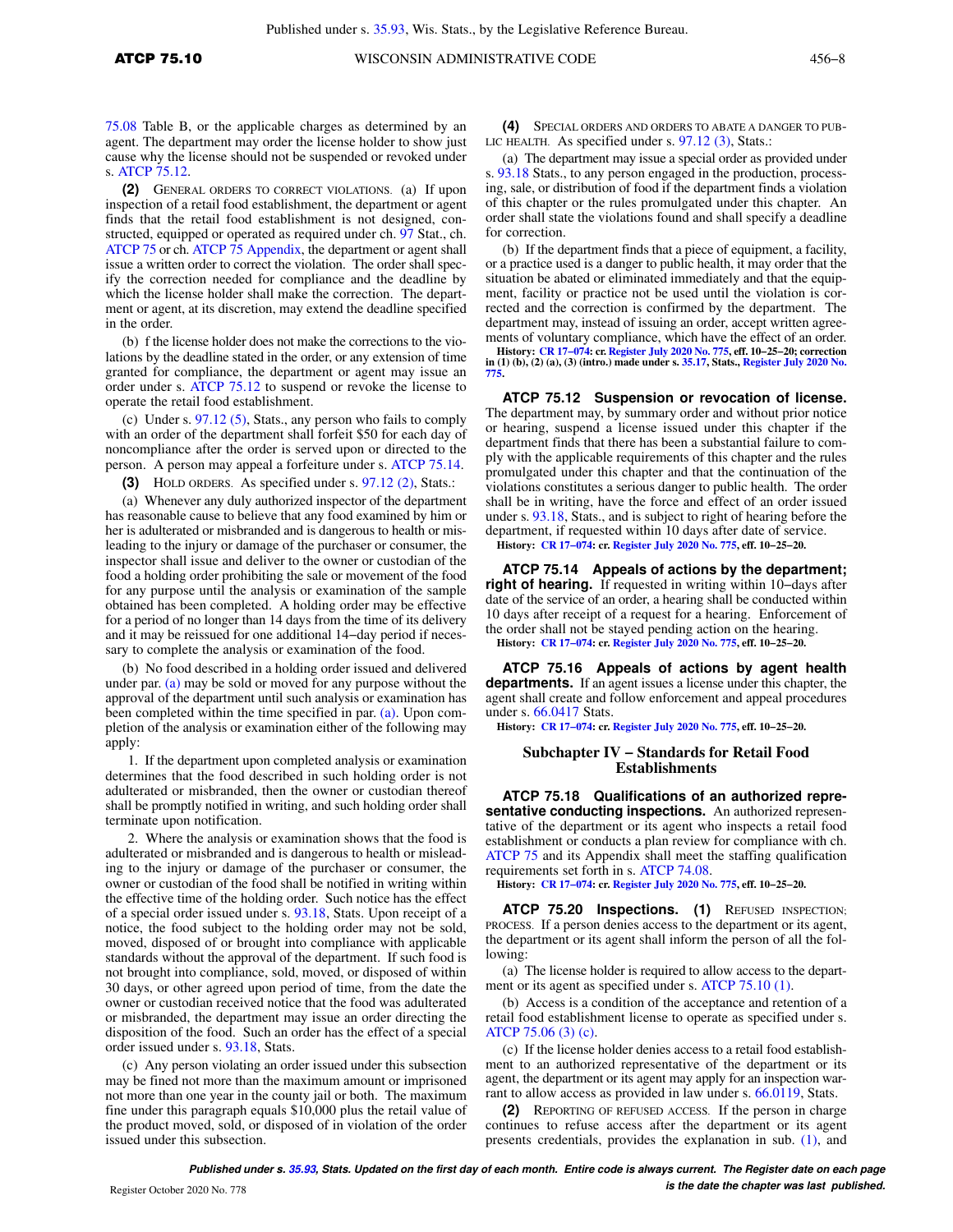75.08 Table B, or the applicable charges as determined by an agent. The department may order the license holder to show just cause why the license should not be suspended or revoked under s. ATCP 75.12.

**(2)** GENERAL ORDERS TO CORRECT VIOLATIONS. (a) If upon inspection of a retail food establishment, the department or agent finds that the retail food establishment is not designed, constructed, equipped or operated as required under ch. 97 Stat., ch. ATCP 75 or ch. ATCP 75 Appendix, the department or agent shall issue a written order to correct the violation. The order shall specify the correction needed for compliance and the deadline by which the license holder shall make the correction. The department or agent, at its discretion, may extend the deadline specified in the order.

(b) f the license holder does not make the corrections to the violations by the deadline stated in the order, or any extension of time granted for compliance, the department or agent may issue an order under s. ATCP 75.12 to suspend or revoke the license to operate the retail food establishment.

(c) Under s. 97.12 (5), Stats., any person who fails to comply with an order of the department shall forfeit $50 for each day of noncompliance after the order is served upon or directed to the person. A person may appeal a forfeiture under s. ATCP 75.14.

**(3)** HOLD ORDERS. As specified under s. 97.12 (2), Stats.:

(a) Whenever any duly authorized inspector of the department has reasonable cause to believe that any food examined by him or her is adulterated or misbranded and is dangerous to health or misleading to the injury or damage of the purchaser or consumer, the inspector shall issue and deliver to the owner or custodian of the food a holding order prohibiting the sale or movement of the food for any purpose until the analysis or examination of the sample obtained has been completed. A holding order may be effective for a period of no longer than 14 days from the time of its delivery and it may be reissued for one additional 14−day period if necessary to complete the analysis or examination of the food.

(b) No food described in a holding order issued and delivered under par. (a) may be sold or moved for any purpose without the approval of the department until such analysis or examination has been completed within the time specified in par. (a). Upon completion of the analysis or examination either of the following may apply:

1. If the department upon completed analysis or examination determines that the food described in such holding order is not adulterated or misbranded, then the owner or custodian thereof shall be promptly notified in writing, and such holding order shall terminate upon notification.

2. Where the analysis or examination shows that the food is adulterated or misbranded and is dangerous to health or misleading to the injury or damage of the purchaser or consumer, the owner or custodian of the food shall be notified in writing within the effective time of the holding order. Such notice has the effect of a special order issued under s. 93.18, Stats. Upon receipt of a notice, the food subject to the holding order may not be sold, moved, disposed of or brought into compliance with applicable standards without the approval of the department. If such food is not brought into compliance, sold, moved, or disposed of within 30 days, or other agreed upon period of time, from the date the owner or custodian received notice that the food was adulterated or misbranded, the department may issue an order directing the disposition of the food. Such an order has the effect of a special order issued under s. 93.18, Stats.

(c) Any person violating an order issued under this subsection may be fined not more than the maximum amount or imprisoned not more than one year in the county jail or both. The maximum fine under this paragraph equals $10,000 plus the retail value of the product moved, sold, or disposed of in violation of the order issued under this subsection.

**(4)** SPECIAL ORDERS AND ORDERS TO ABATE A DANGER TO PUBLIC HEALTH. As specified under s. 97.12 (3), Stats.:

(a) The department may issue a special order as provided under s. 93.18 Stats., to any person engaged in the production, processing, sale, or distribution of food if the department finds a violation of this chapter or the rules promulgated under this chapter. An order shall state the violations found and shall specify a deadline for correction.

(b) If the department finds that a piece of equipment, a facility, or a practice used is a danger to public health, it may order that the situation be abated or eliminated immediately and that the equipment, facility or practice not be used until the violation is corrected and the correction is confirmed by the department. The department may, instead of issuing an order, accept written agreements of voluntary compliance, which have the effect of an order.

**History:** CR 17−074: cr. Register July 2020 No. 775, eff. 10−25−20; correction in (1) (b), (2) (a), (3) (intro.) made under s. 35.17, Stats., Register July 2020 No. 775.

**ATCP 75.12 Suspension or revocation of license.** The department may, by summary order and without prior notice or hearing, suspend a license issued under this chapter if the department finds that there has been a substantial failure to comply with the applicable requirements of this chapter and the rules promulgated under this chapter and that the continuation of the violations constitutes a serious danger to public health. The order shall be in writing, have the force and effect of an order issued under s. 93.18, Stats., and is subject to right of hearing before the department, if requested within 10 days after date of service.

**History:** CR 17−074: cr. Register July 2020 No. 775, eff. 10−25−20.

**ATCP 75.14 Appeals of actions by the department; right of hearing.** If requested in writing within 10−days after date of the service of an order, a hearing shall be conducted within 10 days after receipt of a request for a hearing. Enforcement of the order shall not be stayed pending action on the hearing.

**History:** CR 17−074: cr. Register July 2020 No. 775, eff. 10−25−20.

**ATCP 75.16 Appeals of actions by agent health departments.** If an agent issues a license under this chapter, the agent shall create and follow enforcement and appeal procedures under s. 66.0417 Stats.

**History:** CR 17−074: cr. Register July 2020 No. 775, eff. 10−25−20.

## Subchapter IV – Standards for Retail Food Establishments

**ATCP 75.18 Qualifications of an authorized representative conducting inspections.** An authorized representative of the department or its agent who inspects a retail food establishment or conducts a plan review for compliance with ch. ATCP 75 and its Appendix shall meet the staffing qualification requirements set forth in s. ATCP 74.08.

**History:** CR 17−074: cr. Register July 2020 No. 775, eff. 10−25−20.

**ATCP 75.20 Inspections. (1)** REFUSED INSPECTION; PROCESS. If a person denies access to the department or its agent, the department or its agent shall inform the person of all the following:

(a) The license holder is required to allow access to the department or its agent as specified under s. ATCP 75.10 (1).

(b) Access is a condition of the acceptance and retention of a retail food establishment license to operate as specified under s. ATCP 75.06 (3) (c).

(c) If the license holder denies access to a retail food establishment to an authorized representative of the department or its agent, the department or its agent may apply for an inspection warrant to allow access as provided in law under s. 66.0119, Stats.

**(2)** REPORTING OF REFUSED ACCESS. If the person in charge continues to refuse access after the department or its agent presents credentials, provides the explanation in sub. (1), and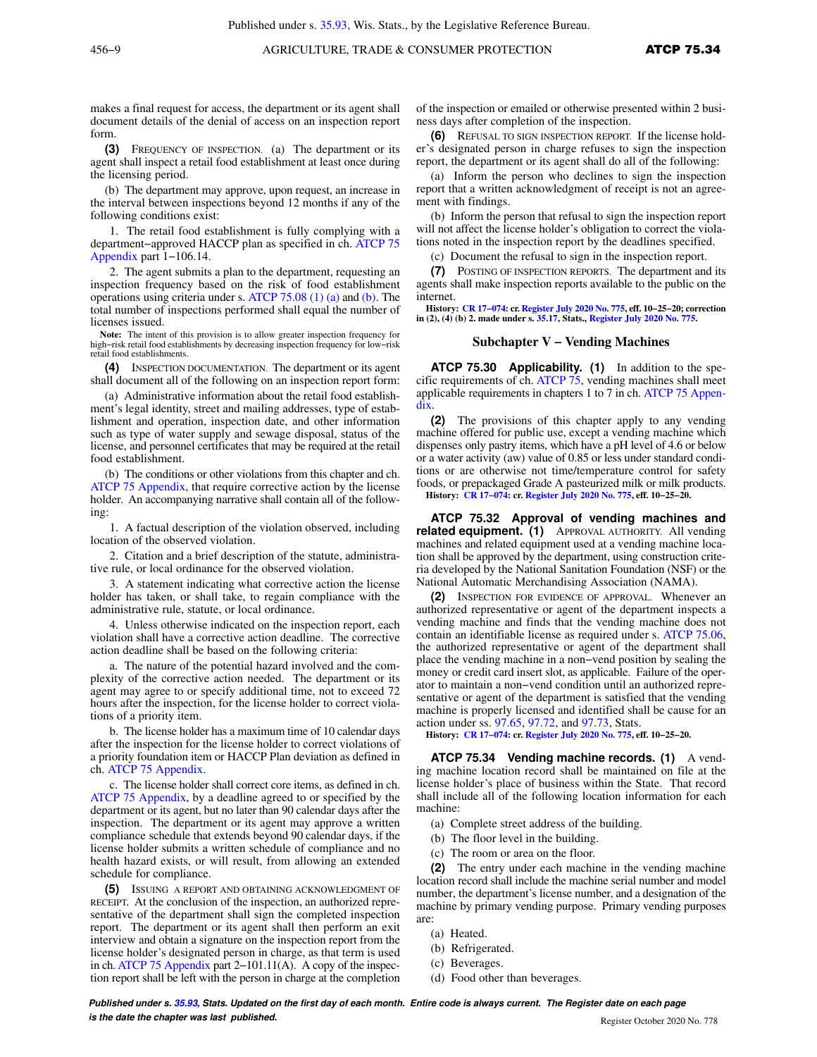makes a final request for access, the department or its agent shall document details of the denial of access on an inspection report form.

**(3)** FREQUENCY OF INSPECTION. (a) The department or its agent shall inspect a retail food establishment at least once during the licensing period.

(b) The department may approve, upon request, an increase in the interval between inspections beyond 12 months if any of the following conditions exist:

1. The retail food establishment is fully complying with a department−approved HACCP plan as specified in ch. ATCP 75 Appendix part 1−106.14.

2. The agent submits a plan to the department, requesting an inspection frequency based on the risk of food establishment operations using criteria under s. ATCP 75.08 (1) (a) and (b). The total number of inspections performed shall equal the number of licenses issued.

**Note:** The intent of this provision is to allow greater inspection frequency for high−risk retail food establishments by decreasing inspection frequency for low−risk retail food establishments.

**(4)** INSPECTION DOCUMENTATION. The department or its agent shall document all of the following on an inspection report form:

(a) Administrative information about the retail food establishment's legal identity, street and mailing addresses, type of establishment and operation, inspection date, and other information such as type of water supply and sewage disposal, status of the license, and personnel certificates that may be required at the retail food establishment.

(b) The conditions or other violations from this chapter and ch. ATCP 75 Appendix, that require corrective action by the license holder. An accompanying narrative shall contain all of the following:

1. A factual description of the violation observed, including location of the observed violation.

2. Citation and a brief description of the statute, administrative rule, or local ordinance for the observed violation.

3. A statement indicating what corrective action the license holder has taken, or shall take, to regain compliance with the administrative rule, statute, or local ordinance.

4. Unless otherwise indicated on the inspection report, each violation shall have a corrective action deadline. The corrective action deadline shall be based on the following criteria:

a. The nature of the potential hazard involved and the complexity of the corrective action needed. The department or its agent may agree to or specify additional time, not to exceed 72 hours after the inspection, for the license holder to correct violations of a priority item.

b. The license holder has a maximum time of 10 calendar days after the inspection for the license holder to correct violations of a priority foundation item or HACCP Plan deviation as defined in ch. ATCP 75 Appendix.

c. The license holder shall correct core items, as defined in ch. ATCP 75 Appendix, by a deadline agreed to or specified by the department or its agent, but no later than 90 calendar days after the inspection. The department or its agent may approve a written compliance schedule that extends beyond 90 calendar days, if the license holder submits a written schedule of compliance and no health hazard exists, or will result, from allowing an extended schedule for compliance.

**(5)** ISSUING A REPORT AND OBTAINING ACKNOWLEDGMENT OF RECEIPT. At the conclusion of the inspection, an authorized representative of the department shall sign the completed inspection report. The department or its agent shall then perform an exit interview and obtain a signature on the inspection report from the license holder's designated person in charge, as that term is used in ch. ATCP 75 Appendix part 2−101.11(A). A copy of the inspection report shall be left with the person in charge at the completion of the inspection or emailed or otherwise presented within 2 business days after completion of the inspection.

**(6)** REFUSAL TO SIGN INSPECTION REPORT. If the license holder's designated person in charge refuses to sign the inspection report, the department or its agent shall do all of the following:

(a) Inform the person who declines to sign the inspection report that a written acknowledgment of receipt is not an agreement with findings.

(b) Inform the person that refusal to sign the inspection report will not affect the license holder's obligation to correct the violations noted in the inspection report by the deadlines specified.

(c) Document the refusal to sign in the inspection report.

**(7)** POSTING OF INSPECTION REPORTS. The department and its agents shall make inspection reports available to the public on the internet.

**History:** CR 17−074: cr. Register July 2020 No. 775, eff. 10−25−20; correction in (2), (4) (b) 2. made under s. 35.17, Stats., Register July 2020 No. 775.

## Subchapter V – Vending Machines

**ATCP 75.30 Applicability. (1)** In addition to the specific requirements of ch. ATCP 75, vending machines shall meet applicable requirements in chapters 1 to 7 in ch. ATCP 75 Appendix.

**(2)** The provisions of this chapter apply to any vending machine offered for public use, except a vending machine which dispenses only pastry items, which have a pH level of 4.6 or below or a water activity (aw) value of 0.85 or less under standard conditions or are otherwise not time/temperature control for safety foods, or prepackaged Grade A pasteurized milk or milk products.

**History:** CR 17−074: cr. Register July 2020 No. 775, eff. 10−25−20.

**ATCP 75.32 Approval of vending machines and related equipment. (1)** APPROVAL AUTHORITY. All vending machines and related equipment used at a vending machine location shall be approved by the department, using construction criteria developed by the National Sanitation Foundation (NSF) or the National Automatic Merchandising Association (NAMA).

**(2)** INSPECTION FOR EVIDENCE OF APPROVAL. Whenever an authorized representative or agent of the department inspects a vending machine and finds that the vending machine does not contain an identifiable license as required under s. ATCP 75.06, the authorized representative or agent of the department shall place the vending machine in a non−vend position by sealing the money or credit card insert slot, as applicable. Failure of the operator to maintain a non−vend condition until an authorized representative or agent of the department is satisfied that the vending machine is properly licensed and identified shall be cause for an action under ss. 97.65, 97.72, and 97.73, Stats.

**History:** CR 17−074: cr. Register July 2020 No. 775, eff. 10−25−20.

**ATCP 75.34 Vending machine records. (1)** A vending machine location record shall be maintained on file at the license holder's place of business within the State. That record shall include all of the following location information for each machine:

(a) Complete street address of the building.

(b) The floor level in the building.

(c) The room or area on the floor.

**(2)** The entry under each machine in the vending machine location record shall include the machine serial number and model number, the department's license number, and a designation of the machine by primary vending purpose. Primary vending purposes are:

(a) Heated.

(b) Refrigerated.

(c) Beverages.

(d) Food other than beverages.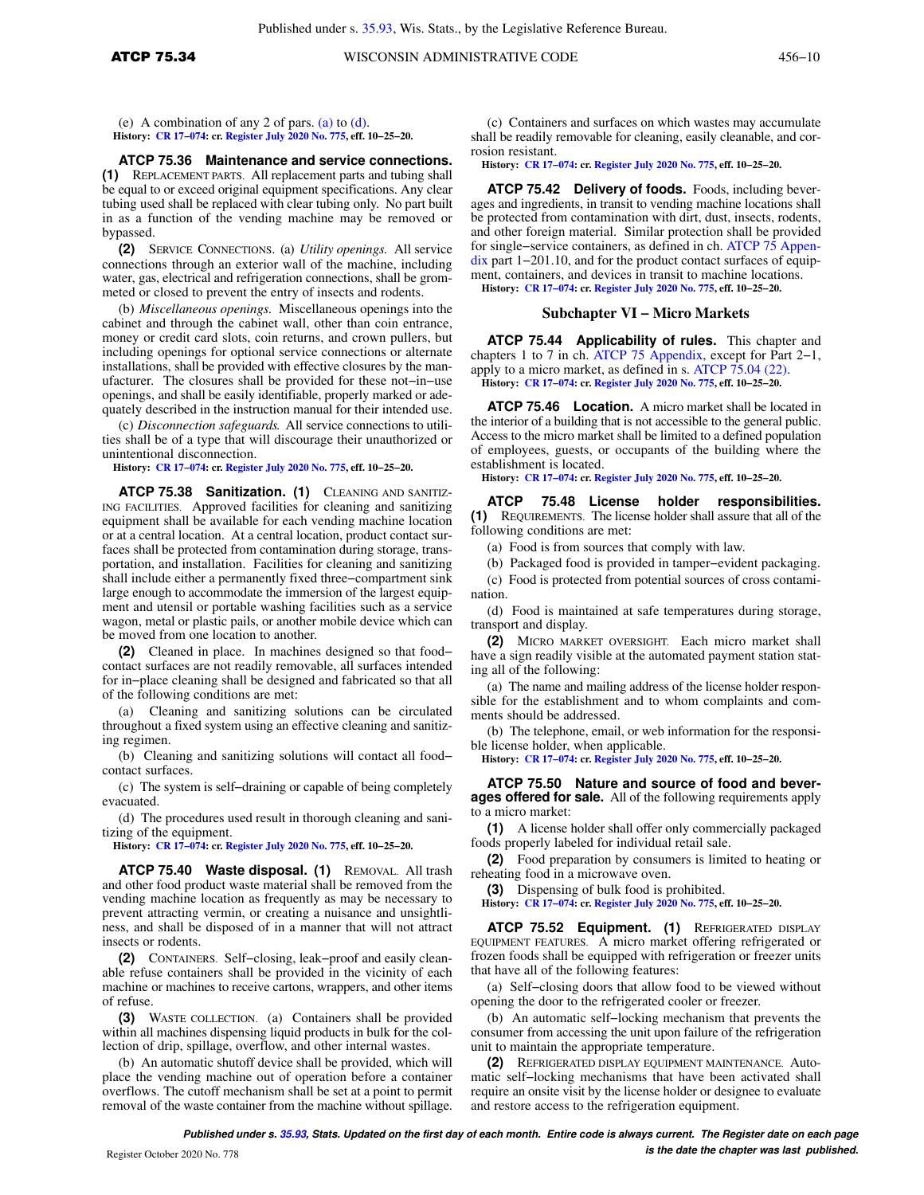(e) A combination of any 2 of pars. (a) to (d).

**History:** **CR 17–074: cr. Register July 2020 No. 775, eff. 10–25–20.**

**ATCP 75.36 Maintenance and service connections.** **(1)** REPLACEMENT PARTS. All replacement parts and tubing shall be equal to or exceed original equipment specifications. Any clear tubing used shall be replaced with clear tubing only. No part built in as a function of the vending machine may be removed or bypassed.

**(2)** SERVICE CONNECTIONS. (a) *Utility openings.* All service connections through an exterior wall of the machine, including water, gas, electrical and refrigeration connections, shall be grommeted or closed to prevent the entry of insects and rodents.

(b) *Miscellaneous openings.* Miscellaneous openings into the cabinet and through the cabinet wall, other than coin entrance, money or credit card slots, coin returns, and crown pullers, but including openings for optional service connections or alternate installations, shall be provided with effective closures by the manufacturer. The closures shall be provided for these not–in–use openings, and shall be easily identifiable, properly marked or adequately described in the instruction manual for their intended use.

(c) *Disconnection safeguards.* All service connections to utilities shall be of a type that will discourage their unauthorized or unintentional disconnection.

**History:** **CR 17–074: cr. Register July 2020 No. 775, eff. 10–25–20.**

**ATCP 75.38 Sanitization.** **(1)** CLEANING AND SANITIZING FACILITIES. Approved facilities for cleaning and sanitizing equipment shall be available for each vending machine location or at a central location. At a central location, product contact surfaces shall be protected from contamination during storage, transportation, and installation. Facilities for cleaning and sanitizing shall include either a permanently fixed three–compartment sink large enough to accommodate the immersion of the largest equipment and utensil or portable washing facilities such as a service wagon, metal or plastic pails, or another mobile device which can be moved from one location to another.

**(2)** Cleaned in place. In machines designed so that food–contact surfaces are not readily removable, all surfaces intended for in–place cleaning shall be designed and fabricated so that all of the following conditions are met:

(a) Cleaning and sanitizing solutions can be circulated throughout a fixed system using an effective cleaning and sanitizing regimen.

(b) Cleaning and sanitizing solutions will contact all food–contact surfaces.

(c) The system is self–draining or capable of being completely evacuated.

(d) The procedures used result in thorough cleaning and sanitizing of the equipment.

**History:** **CR 17–074: cr. Register July 2020 No. 775, eff. 10–25–20.**

**ATCP 75.40 Waste disposal.** **(1)** REMOVAL. All trash and other food product waste material shall be removed from the vending machine location as frequently as may be necessary to prevent attracting vermin, or creating a nuisance and unsightliness, and shall be disposed of in a manner that will not attract insects or rodents.

**(2)** CONTAINERS. Self–closing, leak–proof and easily cleanable refuse containers shall be provided in the vicinity of each machine or machines to receive cartons, wrappers, and other items of refuse.

**(3)** WASTE COLLECTION. (a) Containers shall be provided within all machines dispensing liquid products in bulk for the collection of drip, spillage, overflow, and other internal wastes.

(b) An automatic shutoff device shall be provided, which will place the vending machine out of operation before a container overflows. The cutoff mechanism shall be set at a point to permit removal of the waste container from the machine without spillage.

(c) Containers and surfaces on which wastes may accumulate shall be readily removable for cleaning, easily cleanable, and corrosion resistant.

**History:** **CR 17–074: cr. Register July 2020 No. 775, eff. 10–25–20.**

**ATCP 75.42 Delivery of foods.** Foods, including beverages and ingredients, in transit to vending machine locations shall be protected from contamination with dirt, dust, insects, rodents, and other foreign material. Similar protection shall be provided for single–service containers, as defined in ch. ATCP 75 Appendix part 1–201.10, and for the product contact surfaces of equipment, containers, and devices in transit to machine locations.

**History:** **CR 17–074: cr. Register July 2020 No. 775, eff. 10–25–20.**

## Subchapter VI – Micro Markets

**ATCP 75.44 Applicability of rules.** This chapter and chapters 1 to 7 in ch. ATCP 75 Appendix, except for Part 2–1, apply to a micro market, as defined in s. ATCP 75.04 (22).

**History:** **CR 17–074: cr. Register July 2020 No. 775, eff. 10–25–20.**

**ATCP 75.46 Location.** A micro market shall be located in the interior of a building that is not accessible to the general public. Access to the micro market shall be limited to a defined population of employees, guests, or occupants of the building where the establishment is located.

**History:** **CR 17–074: cr. Register July 2020 No. 775, eff. 10–25–20.**

**ATCP 75.48 License holder responsibilities.** **(1)** REQUIREMENTS. The license holder shall assure that all of the following conditions are met:

(a) Food is from sources that comply with law.

(b) Packaged food is provided in tamper–evident packaging.

(c) Food is protected from potential sources of cross contamination.

(d) Food is maintained at safe temperatures during storage, transport and display.

**(2)** MICRO MARKET OVERSIGHT. Each micro market shall have a sign readily visible at the automated payment station stating all of the following:

(a) The name and mailing address of the license holder responsible for the establishment and to whom complaints and comments should be addressed.

(b) The telephone, email, or web information for the responsible license holder, when applicable.

**History:** **CR 17–074: cr. Register July 2020 No. 775, eff. 10–25–20.**

**ATCP 75.50 Nature and source of food and beverages offered for sale.** All of the following requirements apply to a micro market:

**(1)** A license holder shall offer only commercially packaged foods properly labeled for individual retail sale.

**(2)** Food preparation by consumers is limited to heating or reheating food in a microwave oven.

**(3)** Dispensing of bulk food is prohibited.

**History:** **CR 17–074: cr. Register July 2020 No. 775, eff. 10–25–20.**

**ATCP 75.52 Equipment.** **(1)** REFRIGERATED DISPLAY EQUIPMENT FEATURES. A micro market offering refrigerated or frozen foods shall be equipped with refrigeration or freezer units that have all of the following features:

(a) Self–closing doors that allow food to be viewed without opening the door to the refrigerated cooler or freezer.

(b) An automatic self–locking mechanism that prevents the consumer from accessing the unit upon failure of the refrigeration unit to maintain the appropriate temperature.

**(2)** REFRIGERATED DISPLAY EQUIPMENT MAINTENANCE. Automatic self–locking mechanisms that have been activated shall require an onsite visit by the license holder or designee to evaluate and restore access to the refrigeration equipment.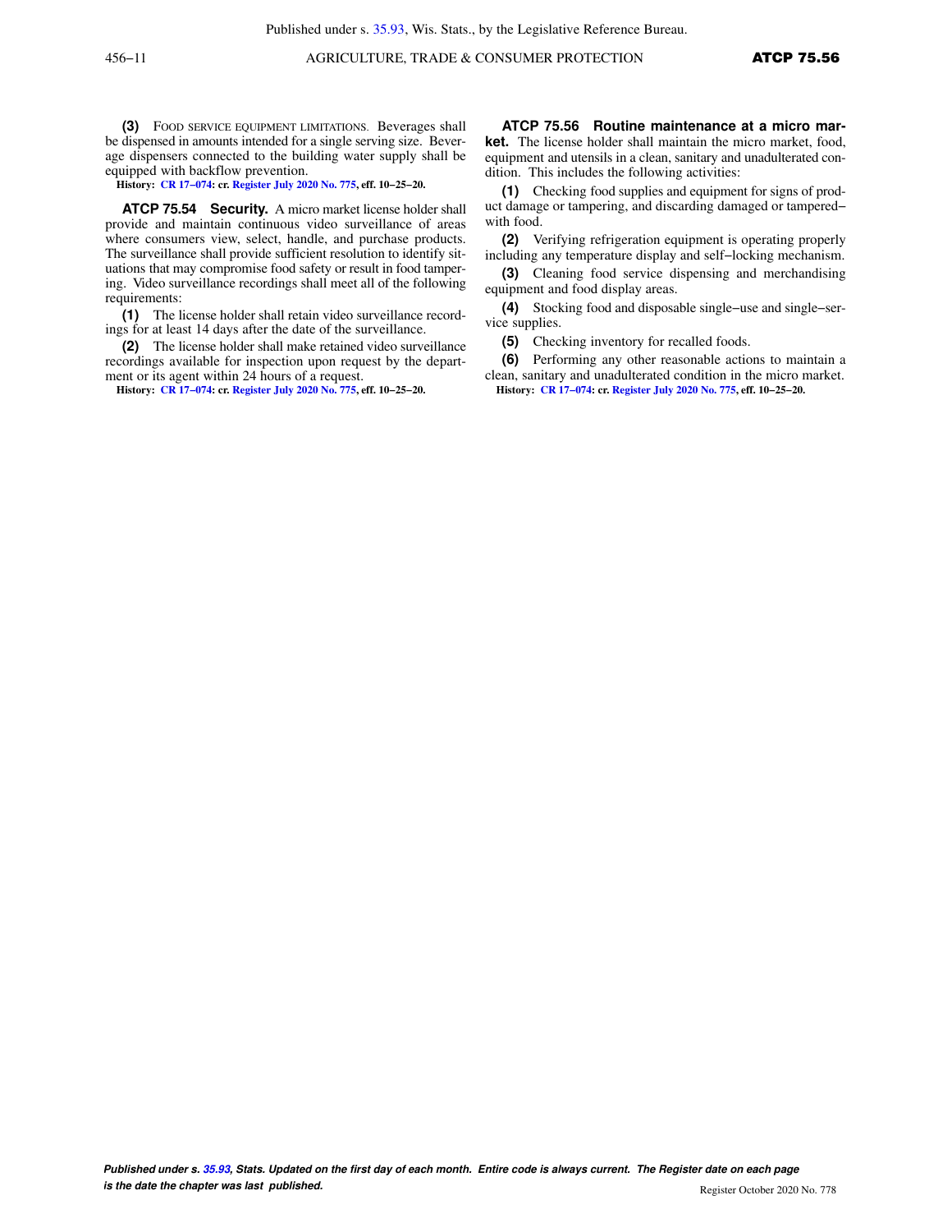**(3)** FOOD SERVICE EQUIPMENT LIMITATIONS. Beverages shall be dispensed in amounts intended for a single serving size. Beverage dispensers connected to the building water supply shall be equipped with backflow prevention.

**History:** CR 17−074: cr. Register July 2020 No. 775, eff. 10−25−20.

**ATCP 75.54 Security.** A micro market license holder shall provide and maintain continuous video surveillance of areas where consumers view, select, handle, and purchase products. The surveillance shall provide sufficient resolution to identify situations that may compromise food safety or result in food tampering. Video surveillance recordings shall meet all of the following requirements:

**(1)** The license holder shall retain video surveillance recordings for at least 14 days after the date of the surveillance.

**(2)** The license holder shall make retained video surveillance recordings available for inspection upon request by the department or its agent within 24 hours of a request.

**History:** CR 17−074: cr. Register July 2020 No. 775, eff. 10−25−20.

**ATCP 75.56 Routine maintenance at a micro market.** The license holder shall maintain the micro market, food, equipment and utensils in a clean, sanitary and unadulterated condition. This includes the following activities:

**(1)** Checking food supplies and equipment for signs of product damage or tampering, and discarding damaged or tampered−with food.

**(2)** Verifying refrigeration equipment is operating properly including any temperature display and self−locking mechanism.

**(3)** Cleaning food service dispensing and merchandising equipment and food display areas.

**(4)** Stocking food and disposable single−use and single−service supplies.

**(5)** Checking inventory for recalled foods.

**(6)** Performing any other reasonable actions to maintain a clean, sanitary and unadulterated condition in the micro market.

**History:** CR 17−074: cr. Register July 2020 No. 775, eff. 10−25−20.